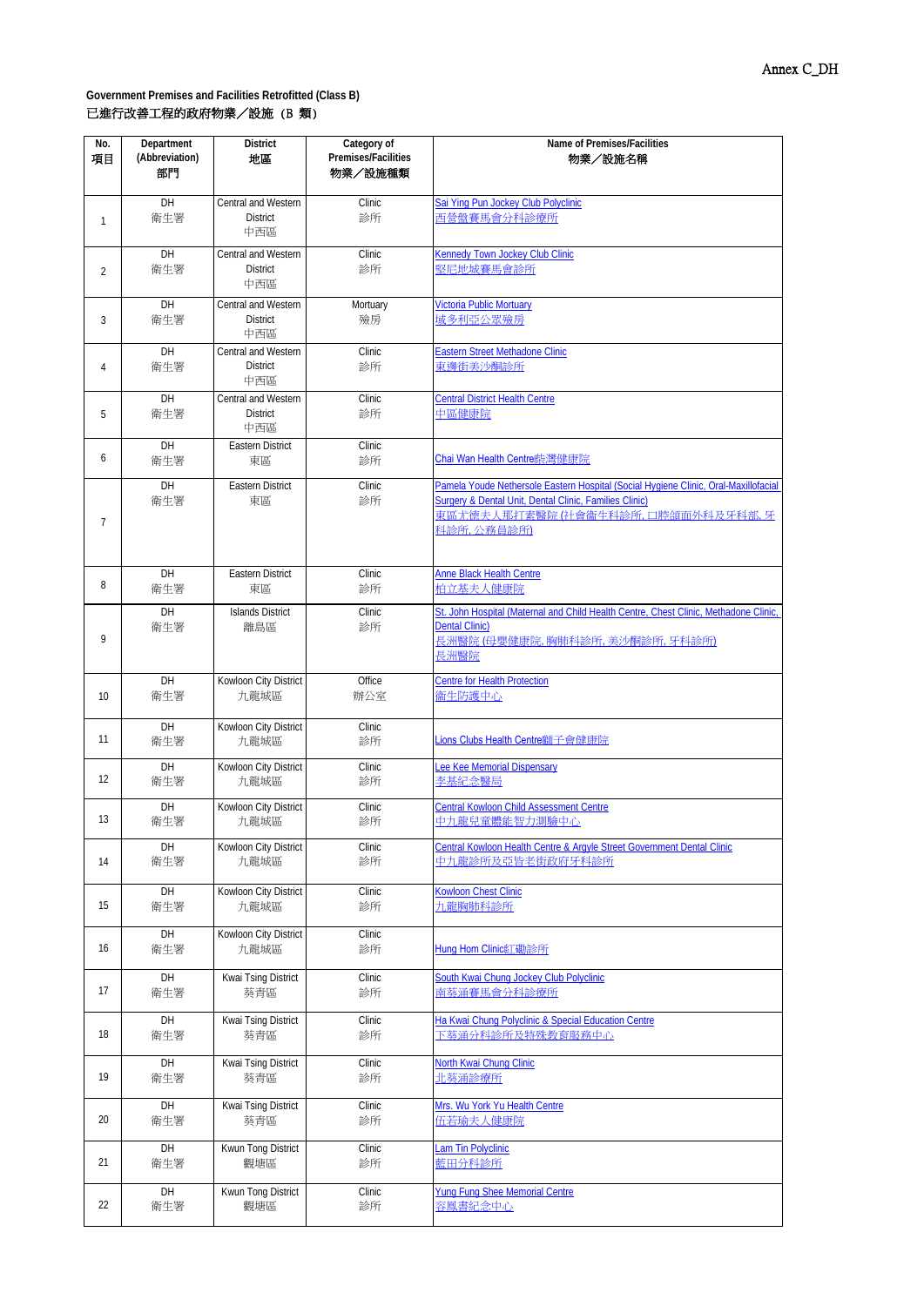Annex C_DH

**Government Premises and Facilities Retrofitted (Class B)**
**已進行改善工程的政府物業／設施（B 類）**

| No. 項目 | Department (Abbreviation) 部門 | District 地區 | Category of Premises/Facilities 物業／設施種類 | Name of Premises/Facilities 物業／設施名稱 |
|---|---|---|---|---|
| 1 | DH 衞生署 | Central and Western District 中西區 | Clinic 診所 | Sai Ying Pun Jockey Club Polyclinic 西營盤賽馬會分科診療所 |
| 2 | DH 衞生署 | Central and Western District 中西區 | Clinic 診所 | Kennedy Town Jockey Club Clinic 堅尼地城賽馬會診所 |
| 3 | DH 衞生署 | Central and Western District 中西區 | Mortuary 殮房 | Victoria Public Mortuary 域多利亞公眾殮房 |
| 4 | DH 衞生署 | Central and Western District 中西區 | Clinic 診所 | Eastern Street Methadone Clinic 東邊街美沙酮診所 |
| 5 | DH 衞生署 | Central and Western District 中西區 | Clinic 診所 | Central District Health Centre 中區健康院 |
| 6 | DH 衞生署 | Eastern District 東區 | Clinic 診所 | Chai Wan Health Centre柴灣健康院 |
| 7 | DH 衞生署 | Eastern District 東區 | Clinic 診所 | Pamela Youde Nethersole Eastern Hospital (Social Hygiene Clinic, Oral-Maxillofacial Surgery & Dental Unit, Dental Clinic, Families Clinic) 東區尤德夫人那打素醫院 (社會衞生科診所, 口腔頜面外科及牙科部, 牙科診所, 公務員診所) |
| 8 | DH 衞生署 | Eastern District 東區 | Clinic 診所 | Anne Black Health Centre 柏立基夫人健康院 |
| 9 | DH 衞生署 | Islands District 離島區 | Clinic 診所 | St. John Hospital (Maternal and Child Health Centre, Chest Clinic, Methadone Clinic, Dental Clinic) 長洲醫院 (母嬰健康院, 胸肺科診所, 美沙酮診所, 牙科診所) 長洲醫院 |
| 10 | DH 衞生署 | Kowloon City District 九龍城區 | Office 辦公室 | Centre for Health Protection 衞生防護中心 |
| 11 | DH 衞生署 | Kowloon City District 九龍城區 | Clinic 診所 | Lions Clubs Health Centre獅子會健康院 |
| 12 | DH 衞生署 | Kowloon City District 九龍城區 | Clinic 診所 | Lee Kee Memorial Dispensary 李基紀念醫局 |
| 13 | DH 衞生署 | Kowloon City District 九龍城區 | Clinic 診所 | Central Kowloon Child Assessment Centre 中九龍兒童體能智力測驗中心 |
| 14 | DH 衞生署 | Kowloon City District 九龍城區 | Clinic 診所 | Central Kowloon Health Centre & Argyle Street Government Dental Clinic 中九龍診所及亞皆老街政府牙科診所 |
| 15 | DH 衞生署 | Kowloon City District 九龍城區 | Clinic 診所 | Kowloon Chest Clinic 九龍胸肺科診所 |
| 16 | DH 衞生署 | Kowloon City District 九龍城區 | Clinic 診所 | Hung Hom Clinic紅磡診所 |
| 17 | DH 衞生署 | Kwai Tsing District 葵青區 | Clinic 診所 | South Kwai Chung Jockey Club Polyclinic 南葵涌賽馬會分科診療所 |
| 18 | DH 衞生署 | Kwai Tsing District 葵青區 | Clinic 診所 | Ha Kwai Chung Polyclinic & Special Education Centre 下葵涌分科診所及特殊教育服務中心 |
| 19 | DH 衞生署 | Kwai Tsing District 葵青區 | Clinic 診所 | North Kwai Chung Clinic 北葵涌診療所 |
| 20 | DH 衞生署 | Kwai Tsing District 葵青區 | Clinic 診所 | Mrs. Wu York Yu Health Centre 伍若瑜夫人健康院 |
| 21 | DH 衞生署 | Kwun Tong District 觀塘區 | Clinic 診所 | Lam Tin Polyclinic 藍田分科診所 |
| 22 | DH 衞生署 | Kwun Tong District 觀塘區 | Clinic 診所 | Yung Fung Shee Memorial Centre 容鳳書紀念中心 |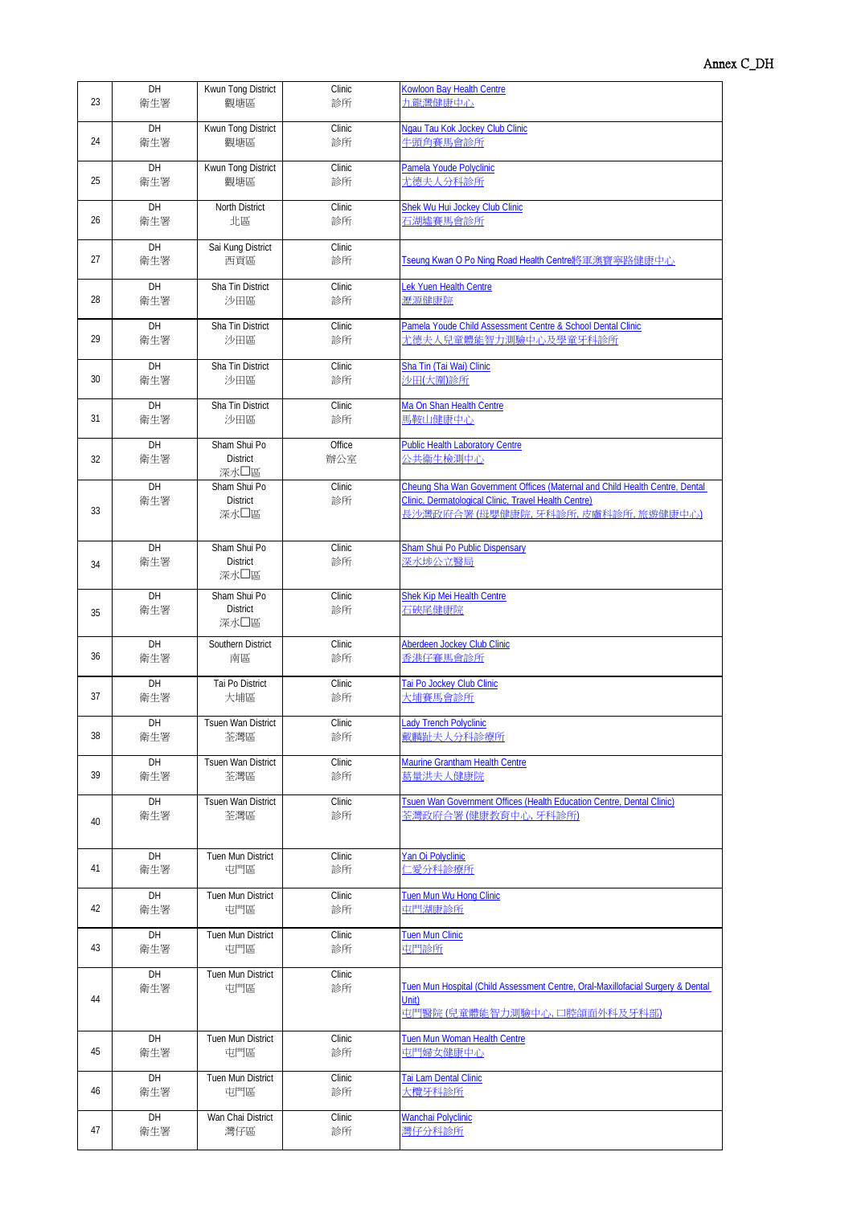Annex C_DH

| 23 | DH 衛生署 | Kwun Tong District 觀塘區 | Clinic 診所 | Kowloon Bay Health Centre 九龍灣健康中心 |
|---|---|---|---|---|
| 24 | DH 衛生署 | Kwun Tong District 觀塘區 | Clinic 診所 | Ngau Tau Kok Jockey Club Clinic 牛頭角賽馬會診所 |
| 25 | DH 衛生署 | Kwun Tong District 觀塘區 | Clinic 診所 | Pamela Youde Polyclinic 尤德夫人分科診所 |
| 26 | DH 衛生署 | North District 北區 | Clinic 診所 | Shek Wu Hui Jockey Club Clinic 石湖墟賽馬會診所 |
| 27 | DH 衛生署 | Sai Kung District 西貢區 | Clinic 診所 | Tseung Kwan O Po Ning Road Health Centre將軍澳寶寧路健康中心 |
| 28 | DH 衛生署 | Sha Tin District 沙田區 | Clinic 診所 | Lek Yuen Health Centre 瀝源健康院 |
| 29 | DH 衛生署 | Sha Tin District 沙田區 | Clinic 診所 | Pamela Youde Child Assessment Centre & School Dental Clinic 尤德夫人兒童體能智力測驗中心及學童牙科診所 |
| 30 | DH 衛生署 | Sha Tin District 沙田區 | Clinic 診所 | Sha Tin (Tai Wai) Clinic 沙田(大圍)診所 |
| 31 | DH 衛生署 | Sha Tin District 沙田區 | Clinic 診所 | Ma On Shan Health Centre 馬鞍山健康中心 |
| 32 | DH 衛生署 | Sham Shui Po District 深水☐區 | Office 辦公室 | Public Health Laboratory Centre 公共衛生檢測中心 |
| 33 | DH 衛生署 | Sham Shui Po District 深水☐區 | Clinic 診所 | Cheung Sha Wan Government Offices (Maternal and Child Health Centre, Dental Clinic, Dermatological Clinic, Travel Health Centre) 長沙灣政府合署 (母嬰健康院, 牙科診所, 皮膚科診所, 旅遊健康中心) |
| 34 | DH 衛生署 | Sham Shui Po District 深水☐區 | Clinic 診所 | Sham Shui Po Public Dispensary 深水埗公立醫局 |
| 35 | DH 衛生署 | Sham Shui Po District 深水☐區 | Clinic 診所 | Shek Kip Mei Health Centre 石硤尾健康院 |
| 36 | DH 衛生署 | Southern District 南區 | Clinic 診所 | Aberdeen Jockey Club Clinic 香港仔賽馬會診所 |
| 37 | DH 衛生署 | Tai Po District 大埔區 | Clinic 診所 | Tai Po Jockey Club Clinic 大埔賽馬會診所 |
| 38 | DH 衛生署 | Tsuen Wan District 荃灣區 | Clinic 診所 | Lady Trench Polyclinic 戴麟趾夫人分科診療所 |
| 39 | DH 衛生署 | Tsuen Wan District 荃灣區 | Clinic 診所 | Maurine Grantham Health Centre 葛量洪夫人健康院 |
| 40 | DH 衛生署 | Tsuen Wan District 荃灣區 | Clinic 診所 | Tsuen Wan Government Offices (Health Education Centre, Dental Clinic) 荃灣政府合署 (健康教育中心, 牙科診所) |
| 41 | DH 衛生署 | Tuen Mun District 屯門區 | Clinic 診所 | Yan Oi Polyclinic 仁愛分科診療所 |
| 42 | DH 衛生署 | Tuen Mun District 屯門區 | Clinic 診所 | Tuen Mun Wu Hong Clinic 屯門湖康診所 |
| 43 | DH 衛生署 | Tuen Mun District 屯門區 | Clinic 診所 | Tuen Mun Clinic 屯門診所 |
| 44 | DH 衛生署 | Tuen Mun District 屯門區 | Clinic 診所 | Tuen Mun Hospital (Child Assessment Centre, Oral-Maxillofacial Surgery & Dental Unit) 屯門醫院 (兒童體能智力測驗中心, 口腔頜面外科及牙科部) |
| 45 | DH 衛生署 | Tuen Mun District 屯門區 | Clinic 診所 | Tuen Mun Woman Health Centre 屯門婦女健康中心 |
| 46 | DH 衛生署 | Tuen Mun District 屯門區 | Clinic 診所 | Tai Lam Dental Clinic 大欖牙科診所 |
| 47 | DH 衛生署 | Wan Chai District 灣仔區 | Clinic 診所 | Wanchai Polyclinic 灣仔分科診所 |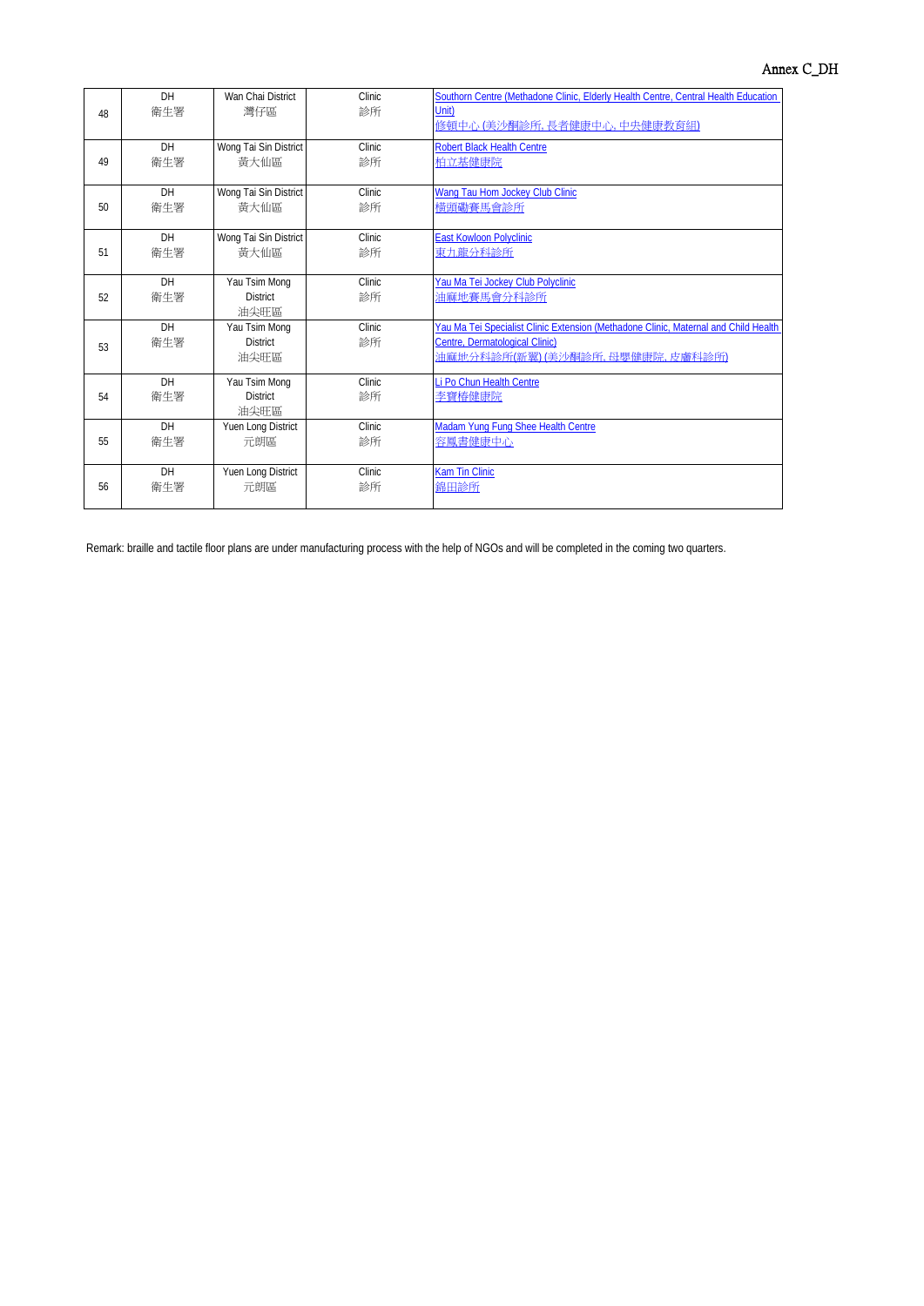Annex C_DH

| | | | | |
|---|---|---|---|---|
| 48 | DH<br>衛生署 | Wan Chai District<br>灣仔區 | Clinic<br>診所 | Southorn Centre (Methadone Clinic, Elderly Health Centre, Central Health Education Unit)<br>修頓中心 (美沙酮診所, 長者健康中心, 中央健康教育組) |
| 49 | DH<br>衛生署 | Wong Tai Sin District<br>黃大仙區 | Clinic<br>診所 | Robert Black Health Centre<br>柏立基健康院 |
| 50 | DH<br>衛生署 | Wong Tai Sin District<br>黃大仙區 | Clinic<br>診所 | Wang Tau Hom Jockey Club Clinic<br>橫頭磡賽馬會診所 |
| 51 | DH<br>衛生署 | Wong Tai Sin District<br>黃大仙區 | Clinic<br>診所 | East Kowloon Polyclinic<br>東九龍分科診所 |
| 52 | DH<br>衛生署 | Yau Tsim Mong District<br>油尖旺區 | Clinic<br>診所 | Yau Ma Tei Jockey Club Polyclinic<br>油麻地賽馬會分科診所 |
| 53 | DH<br>衛生署 | Yau Tsim Mong District<br>油尖旺區 | Clinic<br>診所 | Yau Ma Tei Specialist Clinic Extension (Methadone Clinic, Maternal and Child Health Centre, Dermatological Clinic)<br>油麻地分科診所(新翼) (美沙酮診所, 母嬰健康院, 皮膚科診所) |
| 54 | DH<br>衛生署 | Yau Tsim Mong District<br>油尖旺區 | Clinic<br>診所 | Li Po Chun Health Centre<br>李寶椿健康院 |
| 55 | DH<br>衛生署 | Yuen Long District<br>元朗區 | Clinic<br>診所 | Madam Yung Fung Shee Health Centre<br>容鳳書健康中心 |
| 56 | DH<br>衛生署 | Yuen Long District<br>元朗區 | Clinic<br>診所 | Kam Tin Clinic<br>錦田診所 |

Remark: braille and tactile floor plans are under manufacturing process with the help of NGOs and will be completed in the coming two quarters.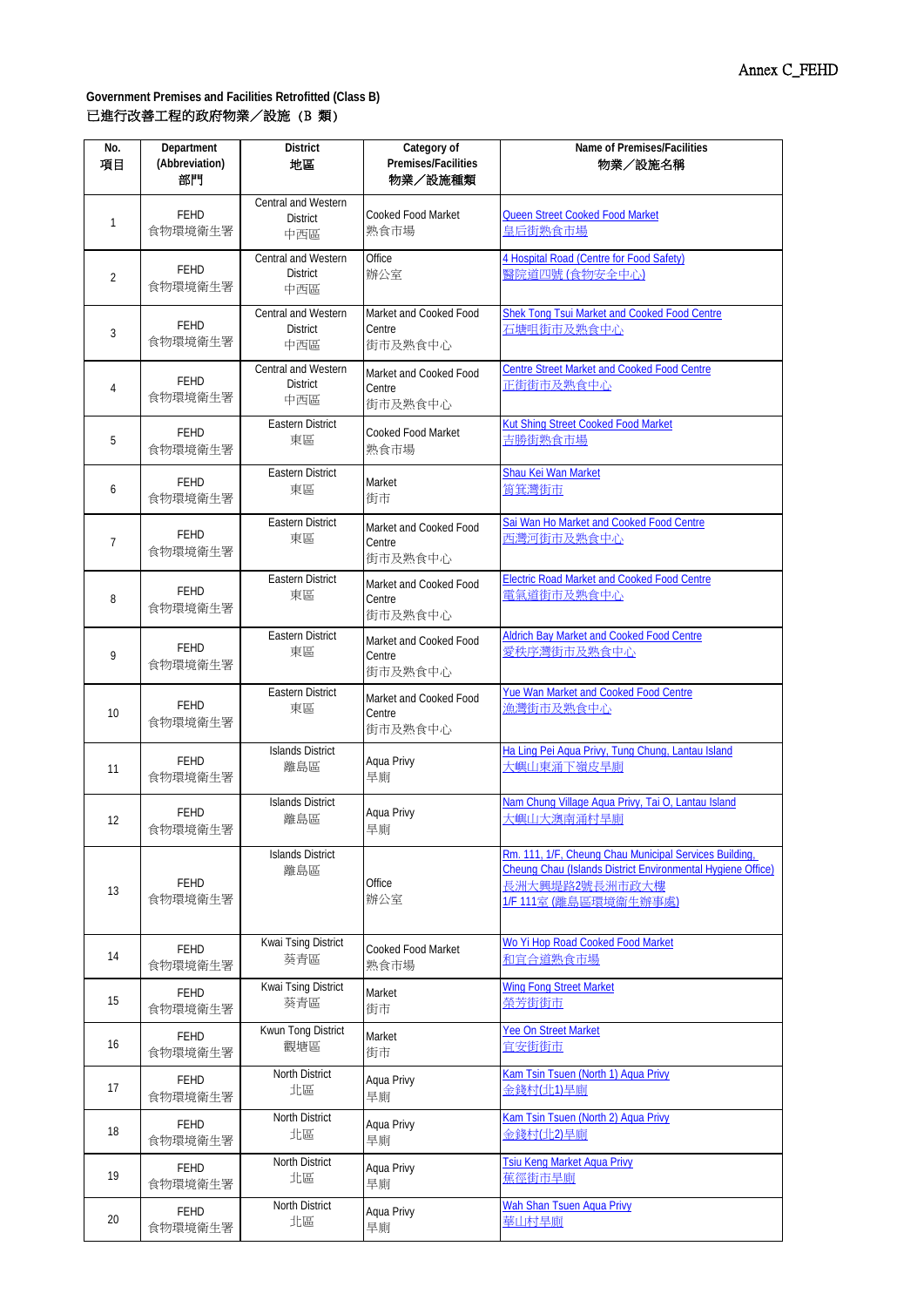Annex C_FEHD

**Government Premises and Facilities Retrofitted (Class B)**
**已進行改善工程的政府物業／設施（B 類）**

| No. 項目 | Department (Abbreviation) 部門 | District 地區 | Category of Premises/Facilities 物業／設施種類 | Name of Premises/Facilities 物業／設施名稱 |
|---|---|---|---|---|
| 1 | FEHD 食物環境衞生署 | Central and Western District 中西區 | Cooked Food Market 熟食市場 | Queen Street Cooked Food Market 皇后街熟食市場 |
| 2 | FEHD 食物環境衞生署 | Central and Western District 中西區 | Office 辦公室 | 4 Hospital Road (Centre for Food Safety) 醫院道四號 (食物安全中心) |
| 3 | FEHD 食物環境衞生署 | Central and Western District 中西區 | Market and Cooked Food Centre 街市及熟食中心 | Shek Tong Tsui Market and Cooked Food Centre 石塘咀街市及熟食中心 |
| 4 | FEHD 食物環境衞生署 | Central and Western District 中西區 | Market and Cooked Food Centre 街市及熟食中心 | Centre Street Market and Cooked Food Centre 正街街市及熟食中心 |
| 5 | FEHD 食物環境衞生署 | Eastern District 東區 | Cooked Food Market 熟食市場 | Kut Shing Street Cooked Food Market 吉勝街熟食市場 |
| 6 | FEHD 食物環境衞生署 | Eastern District 東區 | Market 街市 | Shau Kei Wan Market 筲箕灣街市 |
| 7 | FEHD 食物環境衞生署 | Eastern District 東區 | Market and Cooked Food Centre 街市及熟食中心 | Sai Wan Ho Market and Cooked Food Centre 西灣河街市及熟食中心 |
| 8 | FEHD 食物環境衞生署 | Eastern District 東區 | Market and Cooked Food Centre 街市及熟食中心 | Electric Road Market and Cooked Food Centre 電氣道街市及熟食中心 |
| 9 | FEHD 食物環境衞生署 | Eastern District 東區 | Market and Cooked Food Centre 街市及熟食中心 | Aldrich Bay Market and Cooked Food Centre 愛秩序灣街市及熟食中心 |
| 10 | FEHD 食物環境衞生署 | Eastern District 東區 | Market and Cooked Food Centre 街市及熟食中心 | Yue Wan Market and Cooked Food Centre 漁灣街市及熟食中心 |
| 11 | FEHD 食物環境衞生署 | Islands District 離島區 | Aqua Privy 旱廁 | Ha Ling Pei Aqua Privy, Tung Chung, Lantau Island 大嶼山東涌下嶺皮旱廁 |
| 12 | FEHD 食物環境衞生署 | Islands District 離島區 | Aqua Privy 旱廁 | Nam Chung Village Aqua Privy, Tai O, Lantau Island 大嶼山大澳南涌村旱廁 |
| 13 | FEHD 食物環境衞生署 | Islands District 離島區 | Office 辦公室 | Rm. 111, 1/F, Cheung Chau Municipal Services Building, Cheung Chau (Islands District Environmental Hygiene Office) 長洲大興堤路2號長洲市政大樓 1/F 111室 (離島區環境衞生辦事處) |
| 14 | FEHD 食物環境衞生署 | Kwai Tsing District 葵青區 | Cooked Food Market 熟食市場 | Wo Yi Hop Road Cooked Food Market 和宜合道熟食市場 |
| 15 | FEHD 食物環境衞生署 | Kwai Tsing District 葵青區 | Market 街市 | Wing Fong Street Market 榮芳街街市 |
| 16 | FEHD 食物環境衞生署 | Kwun Tong District 觀塘區 | Market 街市 | Yee On Street Market 宜安街街市 |
| 17 | FEHD 食物環境衞生署 | North District 北區 | Aqua Privy 旱廁 | Kam Tsin Tsuen (North 1) Aqua Privy 金錢村(北1)旱廁 |
| 18 | FEHD 食物環境衞生署 | North District 北區 | Aqua Privy 旱廁 | Kam Tsin Tsuen (North 2) Aqua Privy 金錢村(北2)旱廁 |
| 19 | FEHD 食物環境衞生署 | North District 北區 | Aqua Privy 旱廁 | Tsiu Keng Market Aqua Privy 蕉徑街市旱廁 |
| 20 | FEHD 食物環境衞生署 | North District 北區 | Aqua Privy 旱廁 | Wah Shan Tsuen Aqua Privy 華山村旱廁 |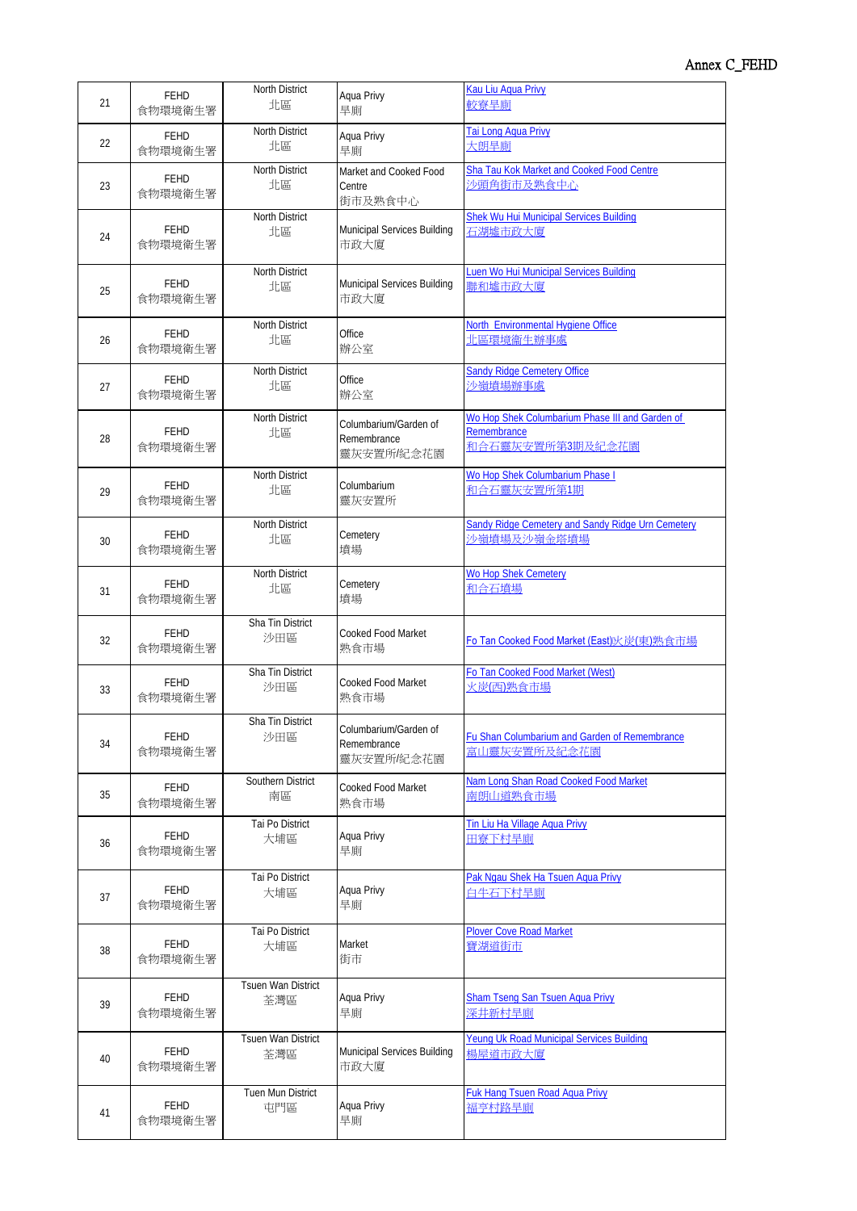Annex C_FEHD

| | | | | |
|---|---|---|---|---|
| 21 | FEHD 食物環境衞生署 | North District 北區 | Aqua Privy 旱廁 | Kau Liu Aqua Privy 較寮旱廁 |
| 22 | FEHD 食物環境衞生署 | North District 北區 | Aqua Privy 旱廁 | Tai Long Aqua Privy 大朗旱廁 |
| 23 | FEHD 食物環境衞生署 | North District 北區 | Market and Cooked Food Centre 街市及熟食中心 | Sha Tau Kok Market and Cooked Food Centre 沙頭角街市及熟食中心 |
| 24 | FEHD 食物環境衞生署 | North District 北區 | Municipal Services Building 市政大廈 | Shek Wu Hui Municipal Services Building 石湖墟市政大廈 |
| 25 | FEHD 食物環境衞生署 | North District 北區 | Municipal Services Building 市政大廈 | Luen Wo Hui Municipal Services Building 聯和墟市政大廈 |
| 26 | FEHD 食物環境衞生署 | North District 北區 | Office 辦公室 | North Environmental Hygiene Office 北區環境衞生辦事處 |
| 27 | FEHD 食物環境衞生署 | North District 北區 | Office 辦公室 | Sandy Ridge Cemetery Office 沙嶺墳場辦事處 |
| 28 | FEHD 食物環境衞生署 | North District 北區 | Columbarium/Garden of Remembrance 靈灰安置所/紀念花園 | Wo Hop Shek Columbarium Phase III and Garden of Remembrance 和合石靈灰安置所第3期及紀念花園 |
| 29 | FEHD 食物環境衞生署 | North District 北區 | Columbarium 靈灰安置所 | Wo Hop Shek Columbarium Phase I 和合石靈灰安置所第1期 |
| 30 | FEHD 食物環境衞生署 | North District 北區 | Cemetery 墳場 | Sandy Ridge Cemetery and Sandy Ridge Urn Cemetery 沙嶺墳場及沙嶺金塔墳場 |
| 31 | FEHD 食物環境衞生署 | North District 北區 | Cemetery 墳場 | Wo Hop Shek Cemetery 和合石墳場 |
| 32 | FEHD 食物環境衞生署 | Sha Tin District 沙田區 | Cooked Food Market 熟食市場 | Fo Tan Cooked Food Market (East)火炭(東)熟食市場 |
| 33 | FEHD 食物環境衞生署 | Sha Tin District 沙田區 | Cooked Food Market 熟食市場 | Fo Tan Cooked Food Market (West) 火炭(西)熟食市場 |
| 34 | FEHD 食物環境衞生署 | Sha Tin District 沙田區 | Columbarium/Garden of Remembrance 靈灰安置所/紀念花園 | Fu Shan Columbarium and Garden of Remembrance 富山靈灰安置所及紀念花園 |
| 35 | FEHD 食物環境衞生署 | Southern District 南區 | Cooked Food Market 熟食市場 | Nam Long Shan Road Cooked Food Market 南朗山道熟食市場 |
| 36 | FEHD 食物環境衞生署 | Tai Po District 大埔區 | Aqua Privy 旱廁 | Tin Liu Ha Village Aqua Privy 田寮下村旱廁 |
| 37 | FEHD 食物環境衞生署 | Tai Po District 大埔區 | Aqua Privy 旱廁 | Pak Ngau Shek Ha Tsuen Aqua Privy 白牛石下村旱廁 |
| 38 | FEHD 食物環境衞生署 | Tai Po District 大埔區 | Market 街市 | Plover Cove Road Market 寶湖道街市 |
| 39 | FEHD 食物環境衞生署 | Tsuen Wan District 荃灣區 | Aqua Privy 旱廁 | Sham Tseng San Tsuen Aqua Privy 深井新村旱廁 |
| 40 | FEHD 食物環境衞生署 | Tsuen Wan District 荃灣區 | Municipal Services Building 市政大廈 | Yeung Uk Road Municipal Services Building 楊屋道市政大廈 |
| 41 | FEHD 食物環境衞生署 | Tuen Mun District 屯門區 | Aqua Privy 旱廁 | Fuk Hang Tsuen Road Aqua Privy 福亨村路旱廁 |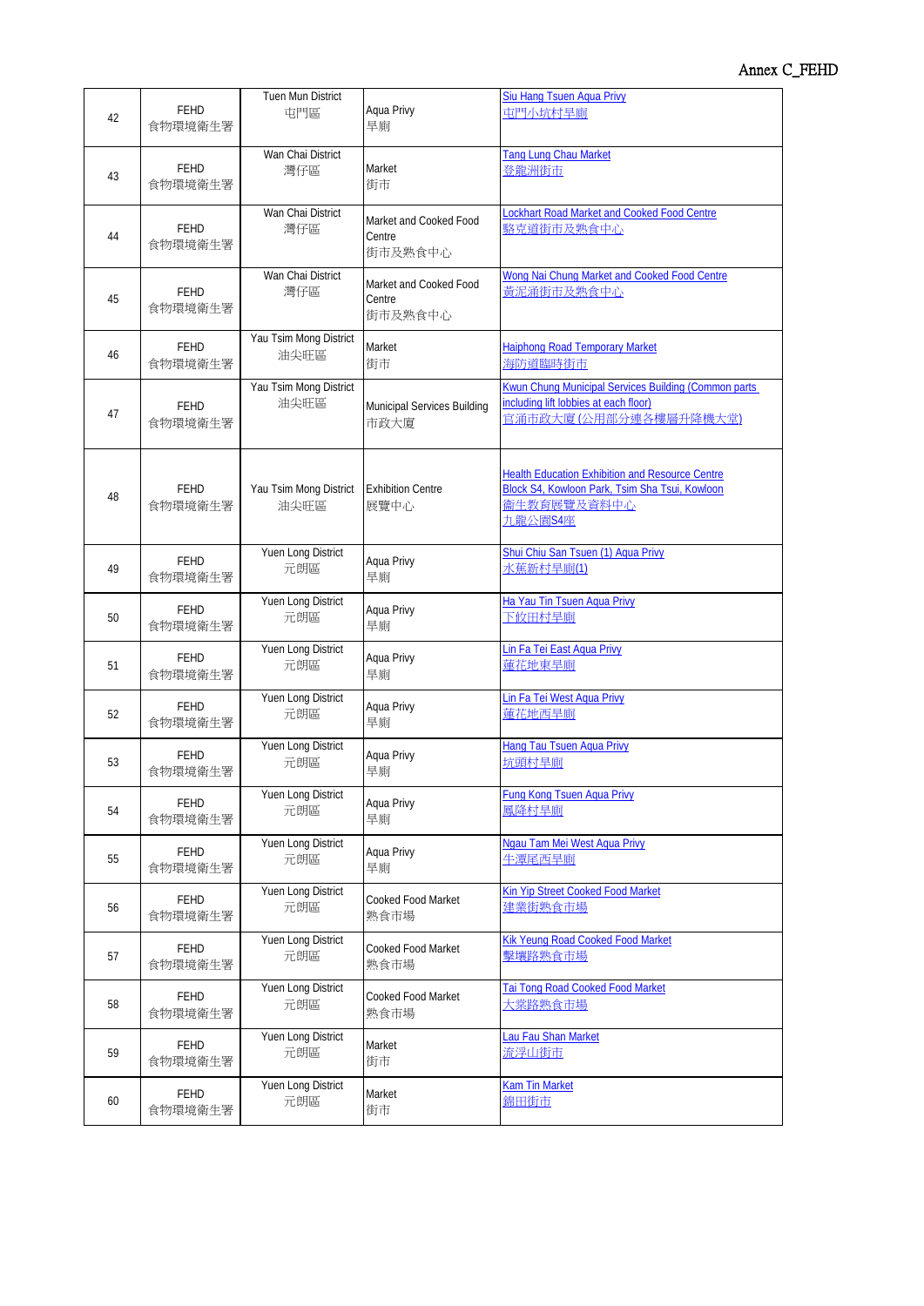Annex C_FEHD

| | | | | |
|---|---|---|---|---|
| 42 | FEHD 食物環境衞生署 | Tuen Mun District 屯門區 | Aqua Privy 旱廁 | Siu Hang Tsuen Aqua Privy 屯門小坑村旱廁 |
| 43 | FEHD 食物環境衞生署 | Wan Chai District 灣仔區 | Market 街市 | Tang Lung Chau Market 登龍洲街市 |
| 44 | FEHD 食物環境衞生署 | Wan Chai District 灣仔區 | Market and Cooked Food Centre 街市及熟食中心 | Lockhart Road Market and Cooked Food Centre 駱克道街市及熟食中心 |
| 45 | FEHD 食物環境衞生署 | Wan Chai District 灣仔區 | Market and Cooked Food Centre 街市及熟食中心 | Wong Nai Chung Market and Cooked Food Centre 黃泥涌街市及熟食中心 |
| 46 | FEHD 食物環境衞生署 | Yau Tsim Mong District 油尖旺區 | Market 街市 | Haiphong Road Temporary Market 海防道臨時街市 |
| 47 | FEHD 食物環境衞生署 | Yau Tsim Mong District 油尖旺區 | Municipal Services Building 市政大廈 | Kwun Chung Municipal Services Building (Common parts including lift lobbies at each floor) 官涌市政大廈 (公用部分連各樓層升降機大堂) |
| 48 | FEHD 食物環境衞生署 | Yau Tsim Mong District 油尖旺區 | Exhibition Centre 展覽中心 | Health Education Exhibition and Resource Centre Block S4, Kowloon Park, Tsim Sha Tsui, Kowloon 衞生教育展覽及資料中心 九龍公園S4座 |
| 49 | FEHD 食物環境衞生署 | Yuen Long District 元朗區 | Aqua Privy 旱廁 | Shui Chiu San Tsuen (1) Aqua Privy 水蕉新村旱廁(1) |
| 50 | FEHD 食物環境衞生署 | Yuen Long District 元朗區 | Aqua Privy 旱廁 | Ha Yau Tin Tsuen Aqua Privy 下攸田村旱廁 |
| 51 | FEHD 食物環境衞生署 | Yuen Long District 元朗區 | Aqua Privy 旱廁 | Lin Fa Tei East Aqua Privy 蓮花地東旱廁 |
| 52 | FEHD 食物環境衞生署 | Yuen Long District 元朗區 | Aqua Privy 旱廁 | Lin Fa Tei West Aqua Privy 蓮花地西旱廁 |
| 53 | FEHD 食物環境衞生署 | Yuen Long District 元朗區 | Aqua Privy 旱廁 | Hang Tau Tsuen Aqua Privy 坑頭村旱廁 |
| 54 | FEHD 食物環境衞生署 | Yuen Long District 元朗區 | Aqua Privy 旱廁 | Fung Kong Tsuen Aqua Privy 鳳降村旱廁 |
| 55 | FEHD 食物環境衞生署 | Yuen Long District 元朗區 | Aqua Privy 旱廁 | Ngau Tam Mei West Aqua Privy 牛潭尾西旱廁 |
| 56 | FEHD 食物環境衞生署 | Yuen Long District 元朗區 | Cooked Food Market 熟食市場 | Kin Yip Street Cooked Food Market 建業街熟食市場 |
| 57 | FEHD 食物環境衞生署 | Yuen Long District 元朗區 | Cooked Food Market 熟食市場 | Kik Yeung Road Cooked Food Market 擊壤路熟食市場 |
| 58 | FEHD 食物環境衞生署 | Yuen Long District 元朗區 | Cooked Food Market 熟食市場 | Tai Tong Road Cooked Food Market 大棠路熟食市場 |
| 59 | FEHD 食物環境衞生署 | Yuen Long District 元朗區 | Market 街市 | Lau Fau Shan Market 流浮山街市 |
| 60 | FEHD 食物環境衞生署 | Yuen Long District 元朗區 | Market 街市 | Kam Tin Market 錦田街市 |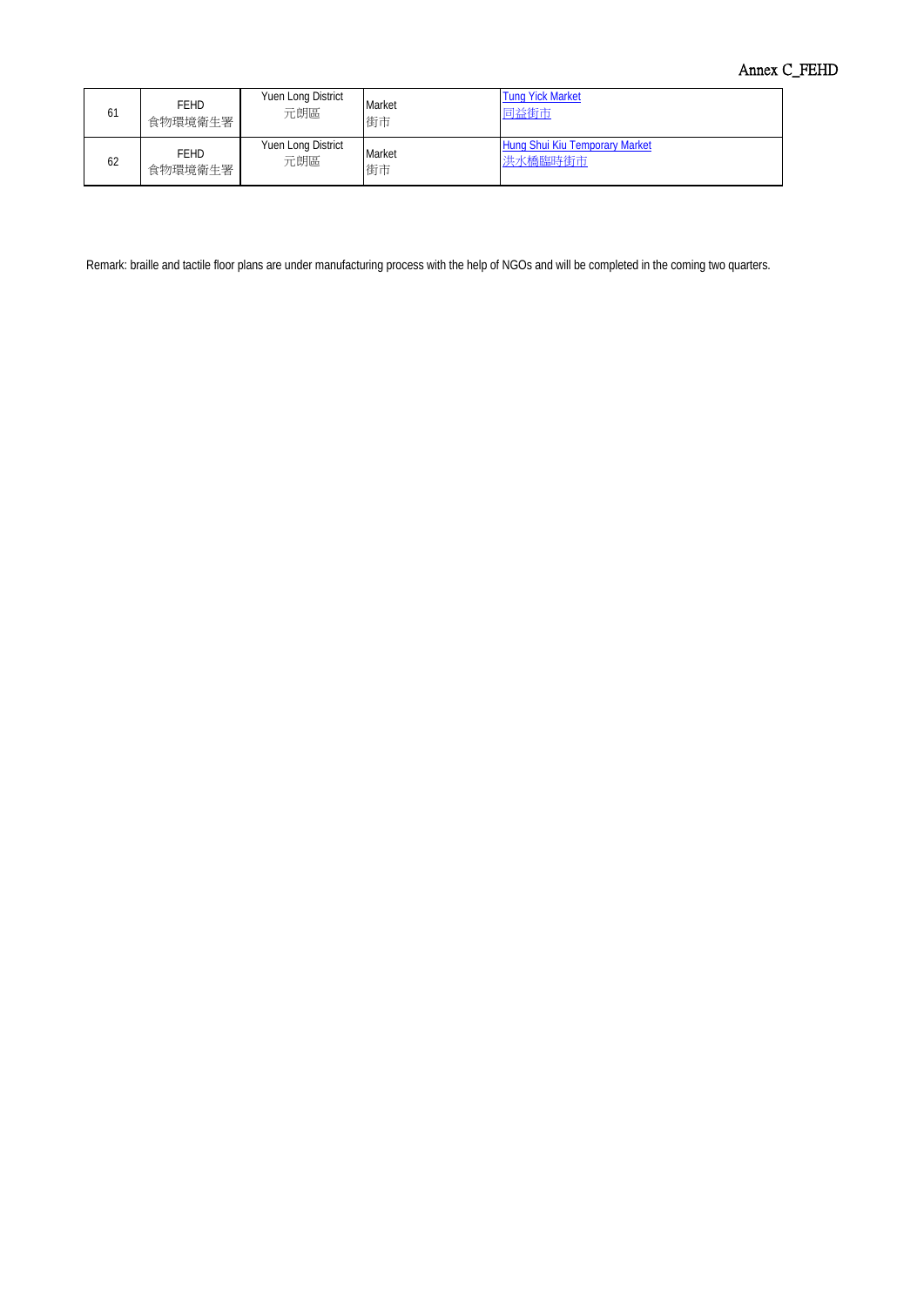Annex C_FEHD

| | | | | |
|---|---|---|---|---|
| 61 | FEHD<br>食物環境衛生署 | Yuen Long District<br>元朗區 | Market<br>街市 | [Tung Yick Market<br>同益街市] |
| 62 | FEHD<br>食物環境衛生署 | Yuen Long District<br>元朗區 | Market<br>街市 | [Hung Shui Kiu Temporary Market<br>洪水橋臨時街市] |

Remark: braille and tactile floor plans are under manufacturing process with the help of NGOs and will be completed in the coming two quarters.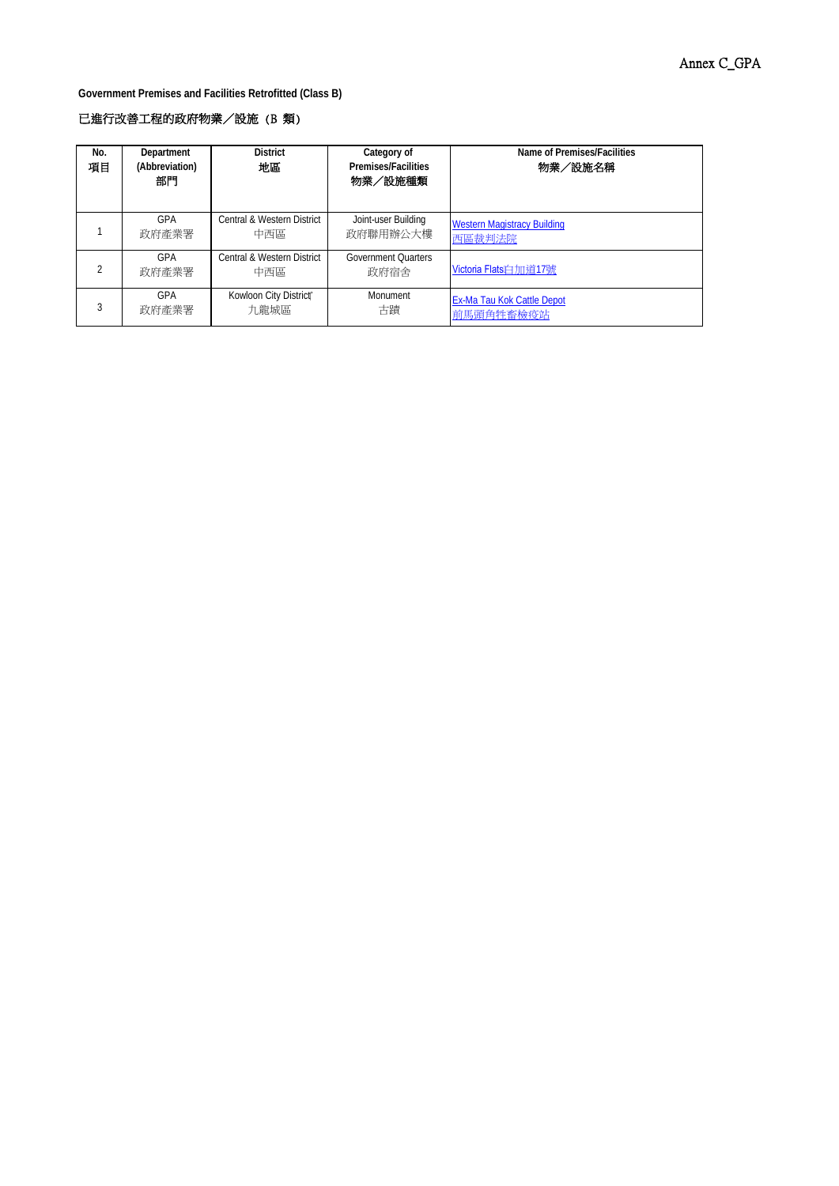Annex C_GPA

**Government Premises and Facilities Retrofitted (Class B)**

**已進行改善工程的政府物業／設施（B 類）**

| No.<br>項目 | Department (Abbreviation)<br>部門 | District<br>地區 | Category of Premises/Facilities<br>物業／設施種類 | Name of Premises/Facilities<br>物業／設施名稱 |
|---|---|---|---|---|
| 1 | GPA<br>政府產業署 | Central & Western District<br>中西區 | Joint-user Building<br>政府聯用辦公大樓 | Western Magistracy Building<br>西區裁判法院 |
| 2 | GPA<br>政府產業署 | Central & Western District<br>中西區 | Government Quarters<br>政府宿舍 | Victoria Flats白加道17號 |
| 3 | GPA<br>政府產業署 | Kowloon City District<br>九龍城區 | Monument<br>古蹟 | Ex-Ma Tau Kok Cattle Depot<br>前馬頭角牲畜檢疫站 |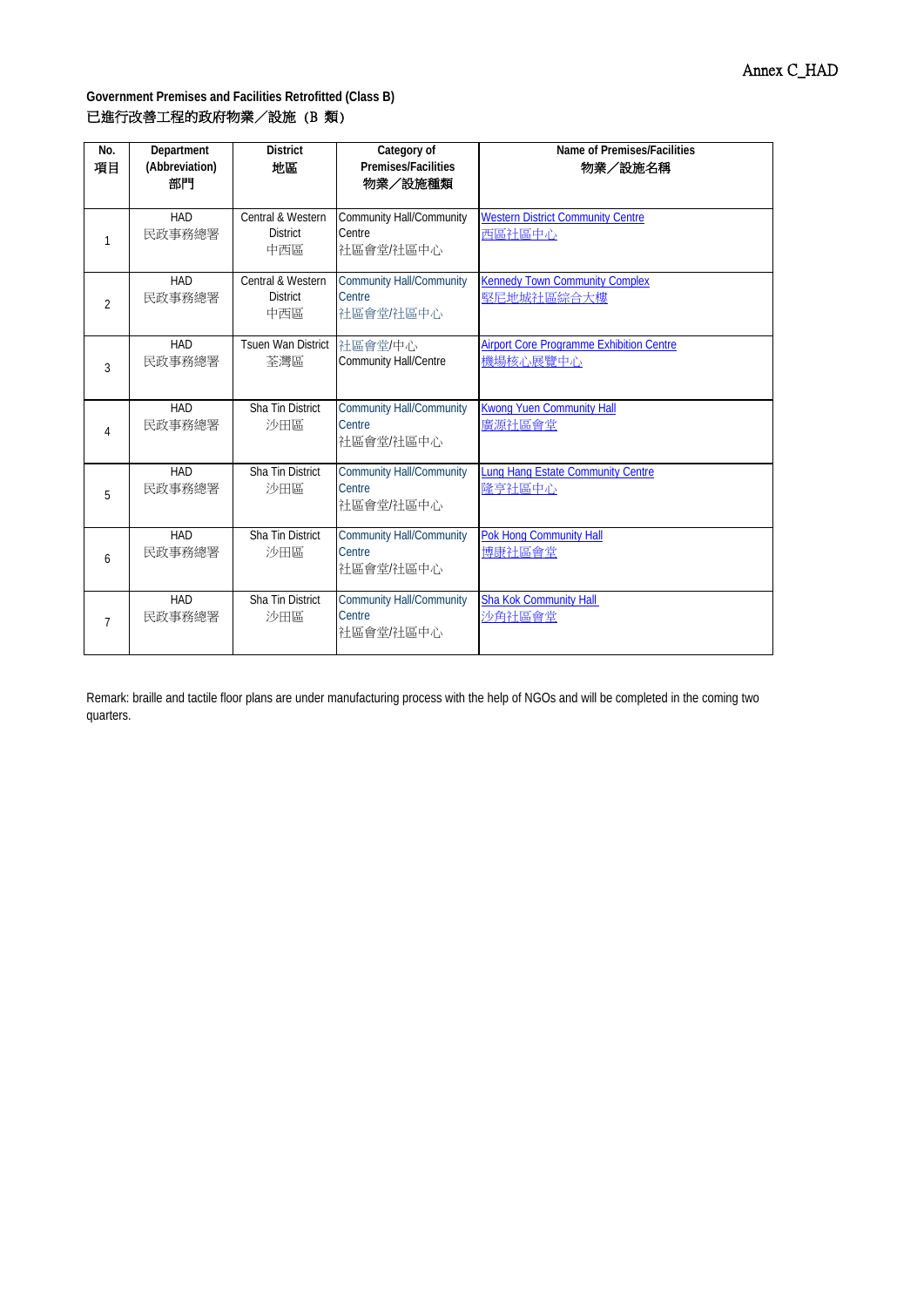Annex C_HAD

**Government Premises and Facilities Retrofitted (Class B)**
已進行改善工程的政府物業／設施（B 類）

| No.<br>項目 | Department (Abbreviation)<br>部門 | District<br>地區 | Category of Premises/Facilities<br>物業／設施種類 | Name of Premises/Facilities<br>物業／設施名稱 |
|---|---|---|---|---|
| 1 | HAD<br>民政事務總署 | Central & Western District<br>中西區 | Community Hall/Community Centre<br>社區會堂/社區中心 | Western District Community Centre<br>西區社區中心 |
| 2 | HAD<br>民政事務總署 | Central & Western District<br>中西區 | Community Hall/Community Centre<br>社區會堂/社區中心 | Kennedy Town Community Complex<br>堅尼地城社區綜合大樓 |
| 3 | HAD<br>民政事務總署 | Tsuen Wan District<br>荃灣區 | 社區會堂/中心<br>Community Hall/Centre | Airport Core Programme Exhibition Centre<br>機場核心展覽中心 |
| 4 | HAD<br>民政事務總署 | Sha Tin District<br>沙田區 | Community Hall/Community Centre<br>社區會堂/社區中心 | Kwong Yuen Community Hall<br>廣源社區會堂 |
| 5 | HAD<br>民政事務總署 | Sha Tin District<br>沙田區 | Community Hall/Community Centre<br>社區會堂/社區中心 | Lung Hang Estate Community Centre<br>隆亨社區中心 |
| 6 | HAD<br>民政事務總署 | Sha Tin District<br>沙田區 | Community Hall/Community Centre<br>社區會堂/社區中心 | Pok Hong Community Hall<br>博康社區會堂 |
| 7 | HAD<br>民政事務總署 | Sha Tin District<br>沙田區 | Community Hall/Community Centre<br>社區會堂/社區中心 | Sha Kok Community Hall<br>沙角社區會堂 |

Remark: braille and tactile floor plans are under manufacturing process with the help of NGOs and will be completed in the coming two quarters.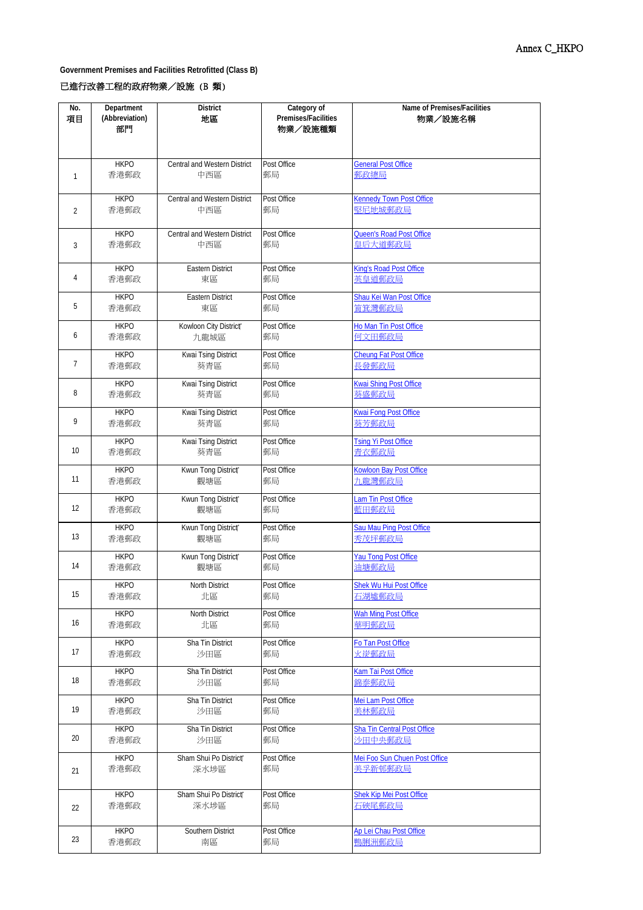Annex C_HKPO

**Government Premises and Facilities Retrofitted (Class B)**

**已進行改善工程的政府物業／設施（B 類）**

| No. 項目 | Department (Abbreviation) 部門 | District 地區 | Category of Premises/Facilities 物業／設施種類 | Name of Premises/Facilities 物業／設施名稱 |
|---|---|---|---|---|
| 1 | HKPO 香港郵政 | Central and Western District 中西區 | Post Office 郵局 | General Post Office 郵政總局 |
| 2 | HKPO 香港郵政 | Central and Western District 中西區 | Post Office 郵局 | Kennedy Town Post Office 堅尼地城郵政局 |
| 3 | HKPO 香港郵政 | Central and Western District 中西區 | Post Office 郵局 | Queen's Road Post Office 皇后大道郵政局 |
| 4 | HKPO 香港郵政 | Eastern District 東區 | Post Office 郵局 | King's Road Post Office 英皇道郵政局 |
| 5 | HKPO 香港郵政 | Eastern District 東區 | Post Office 郵局 | Shau Kei Wan Post Office 筲箕灣郵政局 |
| 6 | HKPO 香港郵政 | Kowloon City District 九龍城區 | Post Office 郵局 | Ho Man Tin Post Office 何文田郵政局 |
| 7 | HKPO 香港郵政 | Kwai Tsing District 葵青區 | Post Office 郵局 | Cheung Fat Post Office 長發郵政局 |
| 8 | HKPO 香港郵政 | Kwai Tsing District 葵青區 | Post Office 郵局 | Kwai Shing Post Office 葵盛郵政局 |
| 9 | HKPO 香港郵政 | Kwai Tsing District 葵青區 | Post Office 郵局 | Kwai Fong Post Office 葵芳郵政局 |
| 10 | HKPO 香港郵政 | Kwai Tsing District 葵青區 | Post Office 郵局 | Tsing Yi Post Office 青衣郵政局 |
| 11 | HKPO 香港郵政 | Kwun Tong District 觀塘區 | Post Office 郵局 | Kowloon Bay Post Office 九龍灣郵政局 |
| 12 | HKPO 香港郵政 | Kwun Tong District 觀塘區 | Post Office 郵局 | Lam Tin Post Office 藍田郵政局 |
| 13 | HKPO 香港郵政 | Kwun Tong District 觀塘區 | Post Office 郵局 | Sau Mau Ping Post Office 秀茂坪郵政局 |
| 14 | HKPO 香港郵政 | Kwun Tong District 觀塘區 | Post Office 郵局 | Yau Tong Post Office 油塘郵政局 |
| 15 | HKPO 香港郵政 | North District 北區 | Post Office 郵局 | Shek Wu Hui Post Office 石湖墟郵政局 |
| 16 | HKPO 香港郵政 | North District 北區 | Post Office 郵局 | Wah Ming Post Office 華明郵政局 |
| 17 | HKPO 香港郵政 | Sha Tin District 沙田區 | Post Office 郵局 | Fo Tan Post Office 火炭郵政局 |
| 18 | HKPO 香港郵政 | Sha Tin District 沙田區 | Post Office 郵局 | Kam Tai Post Office 錦泰郵政局 |
| 19 | HKPO 香港郵政 | Sha Tin District 沙田區 | Post Office 郵局 | Mei Lam Post Office 美林郵政局 |
| 20 | HKPO 香港郵政 | Sha Tin District 沙田區 | Post Office 郵局 | Sha Tin Central Post Office 沙田中央郵政局 |
| 21 | HKPO 香港郵政 | Sham Shui Po District 深水埗區 | Post Office 郵局 | Mei Foo Sun Chuen Post Office 美孚新邨郵政局 |
| 22 | HKPO 香港郵政 | Sham Shui Po District 深水埗區 | Post Office 郵局 | Shek Kip Mei Post Office 石硤尾郵政局 |
| 23 | HKPO 香港郵政 | Southern District 南區 | Post Office 郵局 | Ap Lei Chau Post Office 鴨脷洲郵政局 |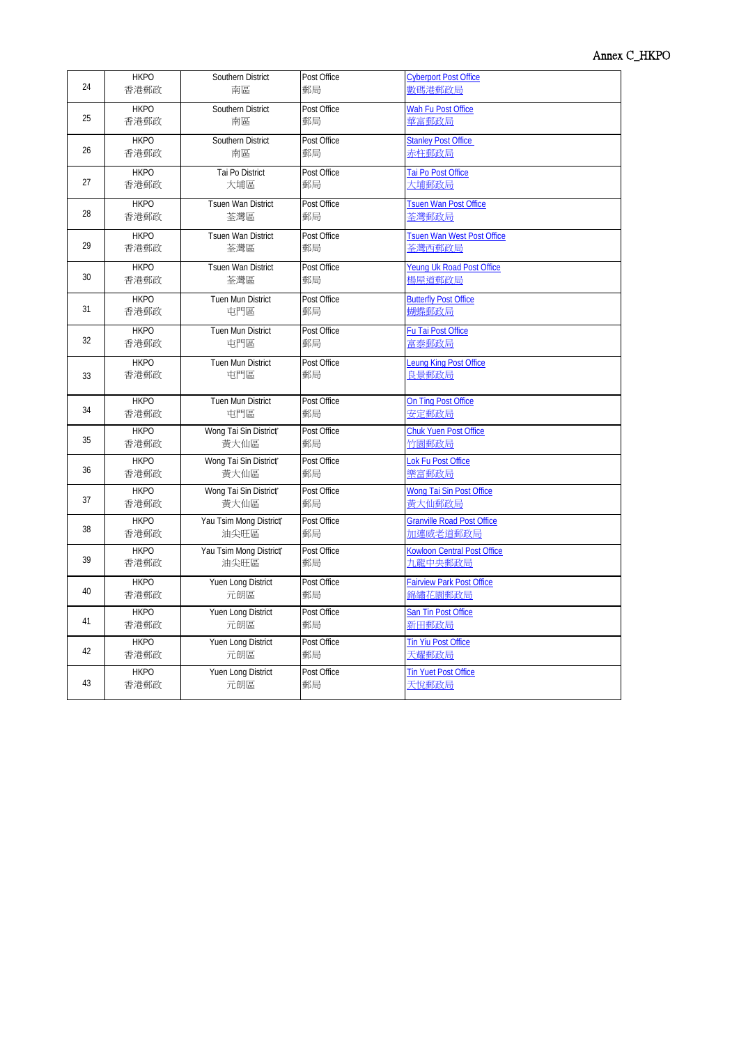Annex C_HKPO

| | | | | |
|---|---|---|---|---|
| 24 | HKPO<br>香港郵政 | Southern District<br>南區 | Post Office<br>郵局 | Cyberport Post Office<br>數碼港郵政局 |
| 25 | HKPO<br>香港郵政 | Southern District<br>南區 | Post Office<br>郵局 | Wah Fu Post Office<br>華富郵政局 |
| 26 | HKPO<br>香港郵政 | Southern District<br>南區 | Post Office<br>郵局 | Stanley Post Office<br>赤柱郵政局 |
| 27 | HKPO<br>香港郵政 | Tai Po District<br>大埔區 | Post Office<br>郵局 | Tai Po Post Office<br>大埔郵政局 |
| 28 | HKPO<br>香港郵政 | Tsuen Wan District<br>荃灣區 | Post Office<br>郵局 | Tsuen Wan Post Office<br>荃灣郵政局 |
| 29 | HKPO<br>香港郵政 | Tsuen Wan District<br>荃灣區 | Post Office<br>郵局 | Tsuen Wan West Post Office<br>荃灣西郵政局 |
| 30 | HKPO<br>香港郵政 | Tsuen Wan District<br>荃灣區 | Post Office<br>郵局 | Yeung Uk Road Post Office<br>楊屋道郵政局 |
| 31 | HKPO<br>香港郵政 | Tuen Mun District<br>屯門區 | Post Office<br>郵局 | Butterfly Post Office<br>蝴蝶郵政局 |
| 32 | HKPO<br>香港郵政 | Tuen Mun District<br>屯門區 | Post Office<br>郵局 | Fu Tai Post Office<br>富泰郵政局 |
| 33 | HKPO<br>香港郵政 | Tuen Mun District<br>屯門區 | Post Office<br>郵局 | Leung King Post Office<br>良景郵政局 |
| 34 | HKPO<br>香港郵政 | Tuen Mun District<br>屯門區 | Post Office<br>郵局 | On Ting Post Office<br>安定郵政局 |
| 35 | HKPO<br>香港郵政 | Wong Tai Sin District<br>黃大仙區 | Post Office<br>郵局 | Chuk Yuen Post Office<br>竹園郵政局 |
| 36 | HKPO<br>香港郵政 | Wong Tai Sin District<br>黃大仙區 | Post Office<br>郵局 | Lok Fu Post Office<br>樂富郵政局 |
| 37 | HKPO<br>香港郵政 | Wong Tai Sin District<br>黃大仙區 | Post Office<br>郵局 | Wong Tai Sin Post Office<br>黃大仙郵政局 |
| 38 | HKPO<br>香港郵政 | Yau Tsim Mong District<br>油尖旺區 | Post Office<br>郵局 | Granville Road Post Office<br>加連威老道郵政局 |
| 39 | HKPO<br>香港郵政 | Yau Tsim Mong District<br>油尖旺區 | Post Office<br>郵局 | Kowloon Central Post Office<br>九龍中央郵政局 |
| 40 | HKPO<br>香港郵政 | Yuen Long District<br>元朗區 | Post Office<br>郵局 | Fairview Park Post Office<br>錦繡花園郵政局 |
| 41 | HKPO<br>香港郵政 | Yuen Long District<br>元朗區 | Post Office<br>郵局 | San Tin Post Office<br>新田郵政局 |
| 42 | HKPO<br>香港郵政 | Yuen Long District<br>元朗區 | Post Office<br>郵局 | Tin Yiu Post Office<br>天耀郵政局 |
| 43 | HKPO<br>香港郵政 | Yuen Long District<br>元朗區 | Post Office<br>郵局 | Tin Yuet Post Office<br>天悅郵政局 |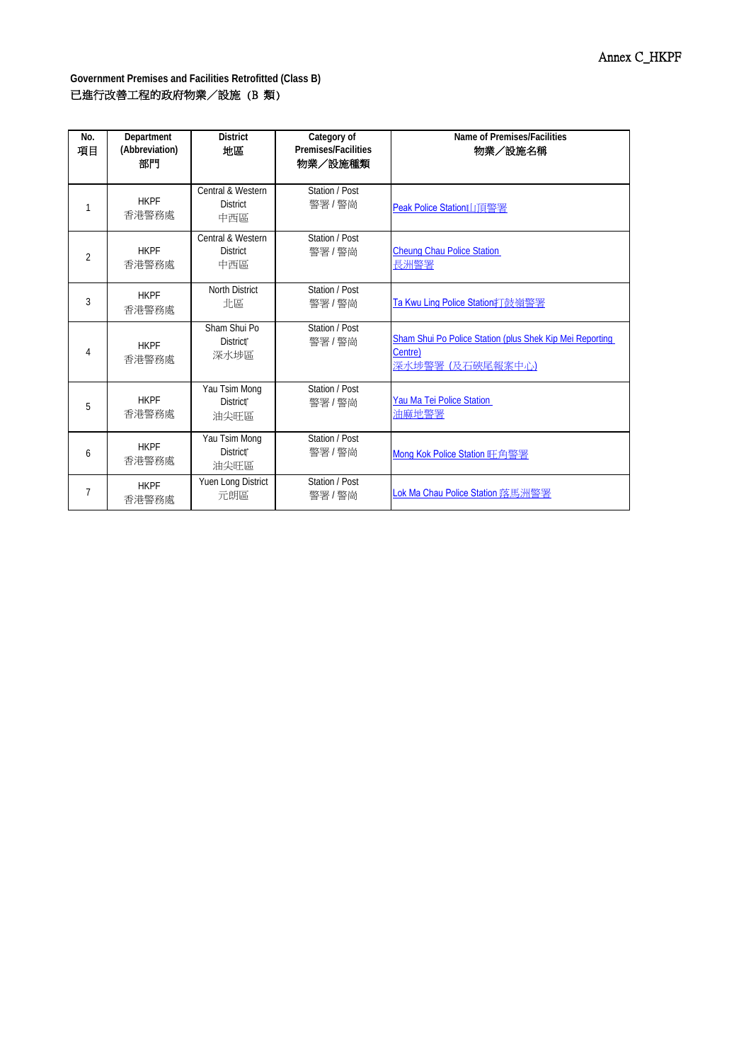Annex C_HKPF

**Government Premises and Facilities Retrofitted (Class B)**
已進行改善工程的政府物業／設施（B 類）

| No. 項目 | Department (Abbreviation) 部門 | District 地區 | Category of Premises/Facilities 物業／設施種類 | Name of Premises/Facilities 物業／設施名稱 |
|---|---|---|---|---|
| 1 | HKPF 香港警務處 | Central & Western District 中西區 | Station / Post 警署 / 警崗 | Peak Police Station山頂警署 |
| 2 | HKPF 香港警務處 | Central & Western District 中西區 | Station / Post 警署 / 警崗 | Cheung Chau Police Station 長洲警署 |
| 3 | HKPF 香港警務處 | North District 北區 | Station / Post 警署 / 警崗 | Ta Kwu Ling Police Station打鼓嶺警署 |
| 4 | HKPF 香港警務處 | Sham Shui Po District 深水埗區 | Station / Post 警署 / 警崗 | Sham Shui Po Police Station (plus Shek Kip Mei Reporting Centre) 深水埗警署 (及石硤尾報案中心) |
| 5 | HKPF 香港警務處 | Yau Tsim Mong District 油尖旺區 | Station / Post 警署 / 警崗 | Yau Ma Tei Police Station 油麻地警署 |
| 6 | HKPF 香港警務處 | Yau Tsim Mong District 油尖旺區 | Station / Post 警署 / 警崗 | Mong Kok Police Station 旺角警署 |
| 7 | HKPF 香港警務處 | Yuen Long District 元朗區 | Station / Post 警署 / 警崗 | Lok Ma Chau Police Station 落馬洲警署 |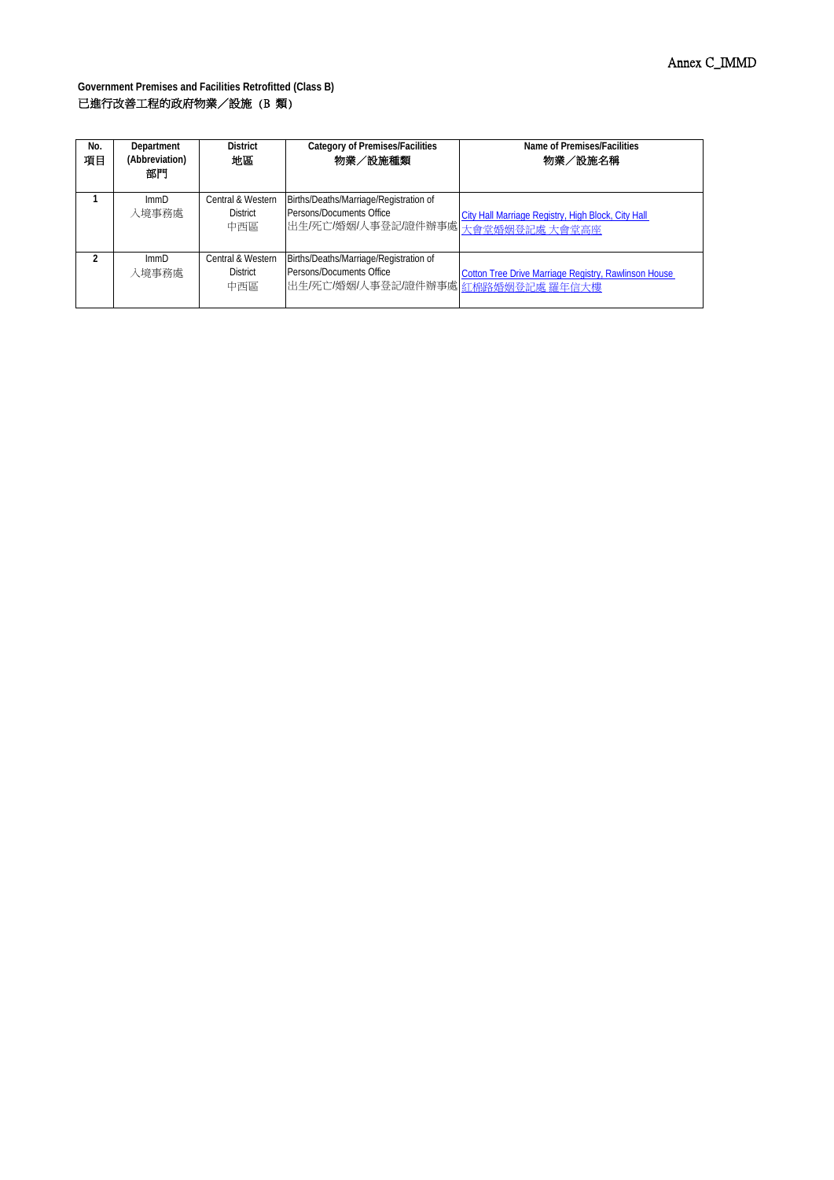Annex C_IMMD

**Government Premises and Facilities Retrofitted (Class B)**
**已進行改善工程的政府物業／設施（B 類）**

| No. 項目 | Department (Abbreviation) 部門 | District 地區 | Category of Premises/Facilities 物業／設施種類 | Name of Premises/Facilities 物業／設施名稱 |
|---|---|---|---|---|
| 1 | ImmD 入境事務處 | Central & Western District 中西區 | Births/Deaths/Marriage/Registration of Persons/Documents Office 出生/死亡/婚姻/人事登記/證件辦事處 | City Hall Marriage Registry, High Block, City Hall 大會堂婚姻登記處 大會堂高座 |
| 2 | ImmD 入境事務處 | Central & Western District 中西區 | Births/Deaths/Marriage/Registration of Persons/Documents Office 出生/死亡/婚姻/人事登記/證件辦事處 | Cotton Tree Drive Marriage Registry, Rawlinson House 紅棉路婚姻登記處 羅年信大樓 |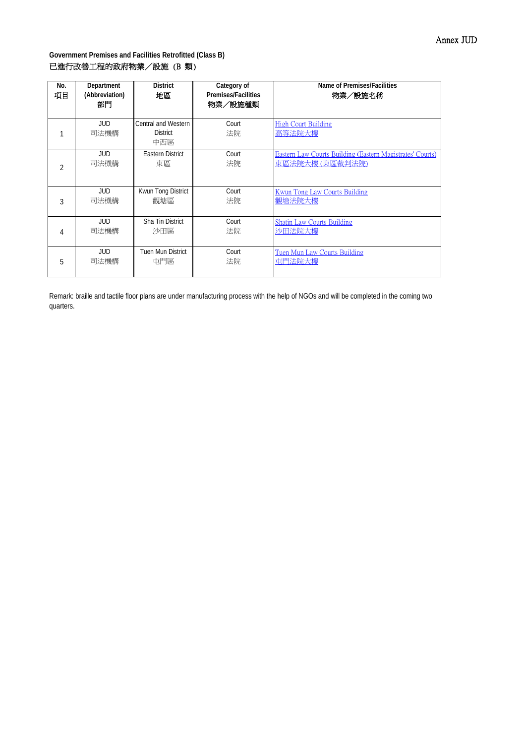Annex JUD

**Government Premises and Facilities Retrofitted (Class B)**
已進行改善工程的政府物業／設施（B 類）

| No. 項目 | Department (Abbreviation) 部門 | District 地區 | Category of Premises/Facilities 物業／設施種類 | Name of Premises/Facilities 物業／設施名稱 |
|---|---|---|---|---|
| 1 | JUD 司法機構 | Central and Western District 中西區 | Court 法院 | High Court Building 高等法院大樓 |
| 2 | JUD 司法機構 | Eastern District 東區 | Court 法院 | Eastern Law Courts Building (Eastern Magistrates' Courts) 東區法院大樓 (東區裁判法院) |
| 3 | JUD 司法機構 | Kwun Tong District 觀塘區 | Court 法院 | Kwun Tong Law Courts Building 觀塘法院大樓 |
| 4 | JUD 司法機構 | Sha Tin District 沙田區 | Court 法院 | Shatin Law Courts Building 沙田法院大樓 |
| 5 | JUD 司法機構 | Tuen Mun District 屯門區 | Court 法院 | Tuen Mun Law Courts Building 屯門法院大樓 |

Remark: braille and tactile floor plans are under manufacturing process with the help of NGOs and will be completed in the coming two quarters.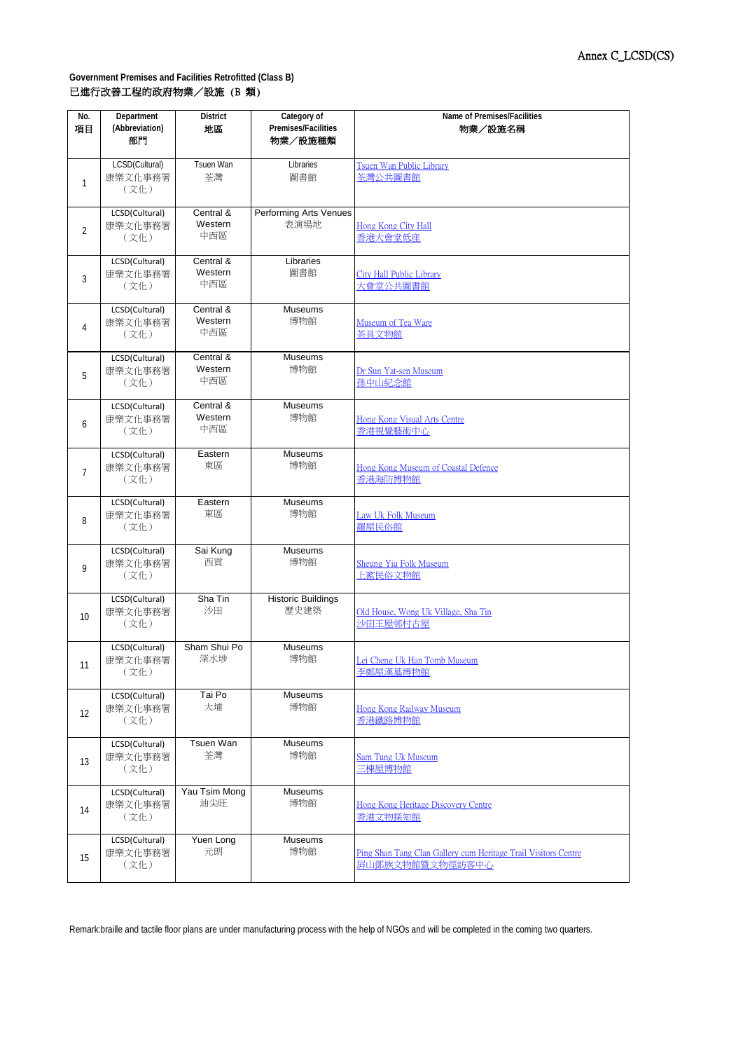Annex C_LCSD(CS)

**Government Premises and Facilities Retrofitted (Class B)**
**已進行改善工程的政府物業／設施（B 類）**

| No. 項目 | Department (Abbreviation) 部門 | District 地區 | Category of Premises/Facilities 物業／設施種類 | Name of Premises/Facilities 物業／設施名稱 |
|---|---|---|---|---|
| 1 | LCSD(Cultural) 康樂文化事務署（文化） | Tsuen Wan 荃灣 | Libraries 圖書館 | Tsuen Wan Public Library 荃灣公共圖書館 |
| 2 | LCSD(Cultural) 康樂文化事務署（文化） | Central & Western 中西區 | Performing Arts Venues 表演場地 | Hong Kong City Hall 香港大會堂低座 |
| 3 | LCSD(Cultural) 康樂文化事務署（文化） | Central & Western 中西區 | Libraries 圖書館 | City Hall Public Library 大會堂公共圖書館 |
| 4 | LCSD(Cultural) 康樂文化事務署（文化） | Central & Western 中西區 | Museums 博物館 | Museum of Tea Ware 茶具文物館 |
| 5 | LCSD(Cultural) 康樂文化事務署（文化） | Central & Western 中西區 | Museums 博物館 | Dr Sun Yat-sen Museum 孫中山紀念館 |
| 6 | LCSD(Cultural) 康樂文化事務署（文化） | Central & Western 中西區 | Museums 博物館 | Hong Kong Visual Arts Centre 香港視覺藝術中心 |
| 7 | LCSD(Cultural) 康樂文化事務署（文化） | Eastern 東區 | Museums 博物館 | Hong Kong Museum of Coastal Defence 香港海防博物館 |
| 8 | LCSD(Cultural) 康樂文化事務署（文化） | Eastern 東區 | Museums 博物館 | Law Uk Folk Museum 羅屋民俗館 |
| 9 | LCSD(Cultural) 康樂文化事務署（文化） | Sai Kung 西貢 | Museums 博物館 | Sheung Yiu Folk Museum 上窰民俗文物館 |
| 10 | LCSD(Cultural) 康樂文化事務署（文化） | Sha Tin 沙田 | Historic Buildings 歷史建築 | Old House, Wong Uk Village, Sha Tin 沙田王屋村古屋 |
| 11 | LCSD(Cultural) 康樂文化事務署（文化） | Sham Shui Po 深水埗 | Museums 博物館 | Lei Cheng Uk Han Tomb Museum 李鄭屋漢墓博物館 |
| 12 | LCSD(Cultural) 康樂文化事務署（文化） | Tai Po 大埔 | Museums 博物館 | Hong Kong Railway Museum 香港鐵路博物館 |
| 13 | LCSD(Cultural) 康樂文化事務署（文化） | Tsuen Wan 荃灣 | Museums 博物館 | Sam Tung Uk Museum 三棟屋博物館 |
| 14 | LCSD(Cultural) 康樂文化事務署（文化） | Yau Tsim Mong 油尖旺 | Museums 博物館 | Hong Kong Heritage Discovery Centre 香港文物探知館 |
| 15 | LCSD(Cultural) 康樂文化事務署（文化） | Yuen Long 元朗 | Museums 博物館 | Ping Shan Tang Clan Gallery cum Heritage Trail Visitors Centre 屏山鄧族文物館暨文物徑訪客中心 |

Remark:braille and tactile floor plans are under manufacturing process with the help of NGOs and will be completed in the coming two quarters.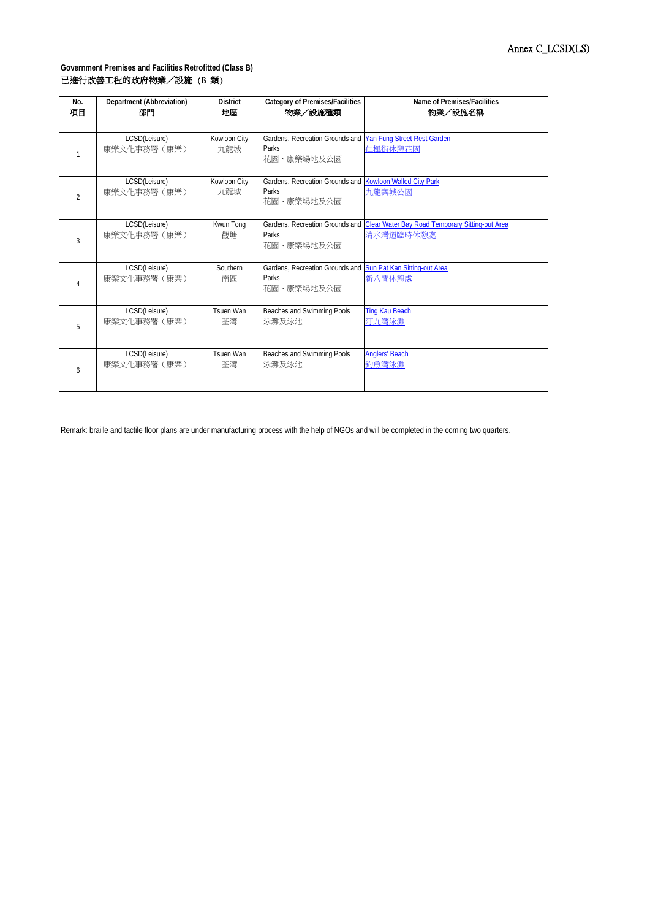Annex C_LCSD(LS)

**Government Premises and Facilities Retrofitted (Class B)**
**已進行改善工程的政府物業／設施（B 類）**

| No.<br>項目 | Department (Abbreviation)<br>部門 | District<br>地區 | Category of Premises/Facilities<br>物業／設施種類 | Name of Premises/Facilities<br>物業／設施名稱 |
|---|---|---|---|---|
| 1 | LCSD(Leisure)<br>康樂文化事務署（康樂） | Kowloon City<br>九龍城 | Gardens, Recreation Grounds and Parks<br>花園、康樂場地及公園 | Yan Fung Street Rest Garden<br>仁楓街休憩花園 |
| 2 | LCSD(Leisure)<br>康樂文化事務署（康樂） | Kowloon City<br>九龍城 | Gardens, Recreation Grounds and Parks<br>花園、康樂場地及公園 | Kowloon Walled City Park<br>九龍寨城公園 |
| 3 | LCSD(Leisure)<br>康樂文化事務署（康樂） | Kwun Tong<br>觀塘 | Gardens, Recreation Grounds and Parks<br>花園、康樂場地及公園 | Clear Water Bay Road Temporary Sitting-out Area<br>清水灣道臨時休憩處 |
| 4 | LCSD(Leisure)<br>康樂文化事務署（康樂） | Southern<br>南區 | Gardens, Recreation Grounds and Parks<br>花園、康樂場地及公園 | Sun Pat Kan Sitting-out Area<br>新八間休憩處 |
| 5 | LCSD(Leisure)<br>康樂文化事務署（康樂） | Tsuen Wan<br>荃灣 | Beaches and Swimming Pools<br>泳灘及泳池 | Ting Kau Beach<br>汀九灣泳灘 |
| 6 | LCSD(Leisure)<br>康樂文化事務署（康樂） | Tsuen Wan<br>荃灣 | Beaches and Swimming Pools<br>泳灘及泳池 | Anglers' Beach<br>釣魚灣泳灘 |

Remark: braille and tactile floor plans are under manufacturing process with the help of NGOs and will be completed in the coming two quarters.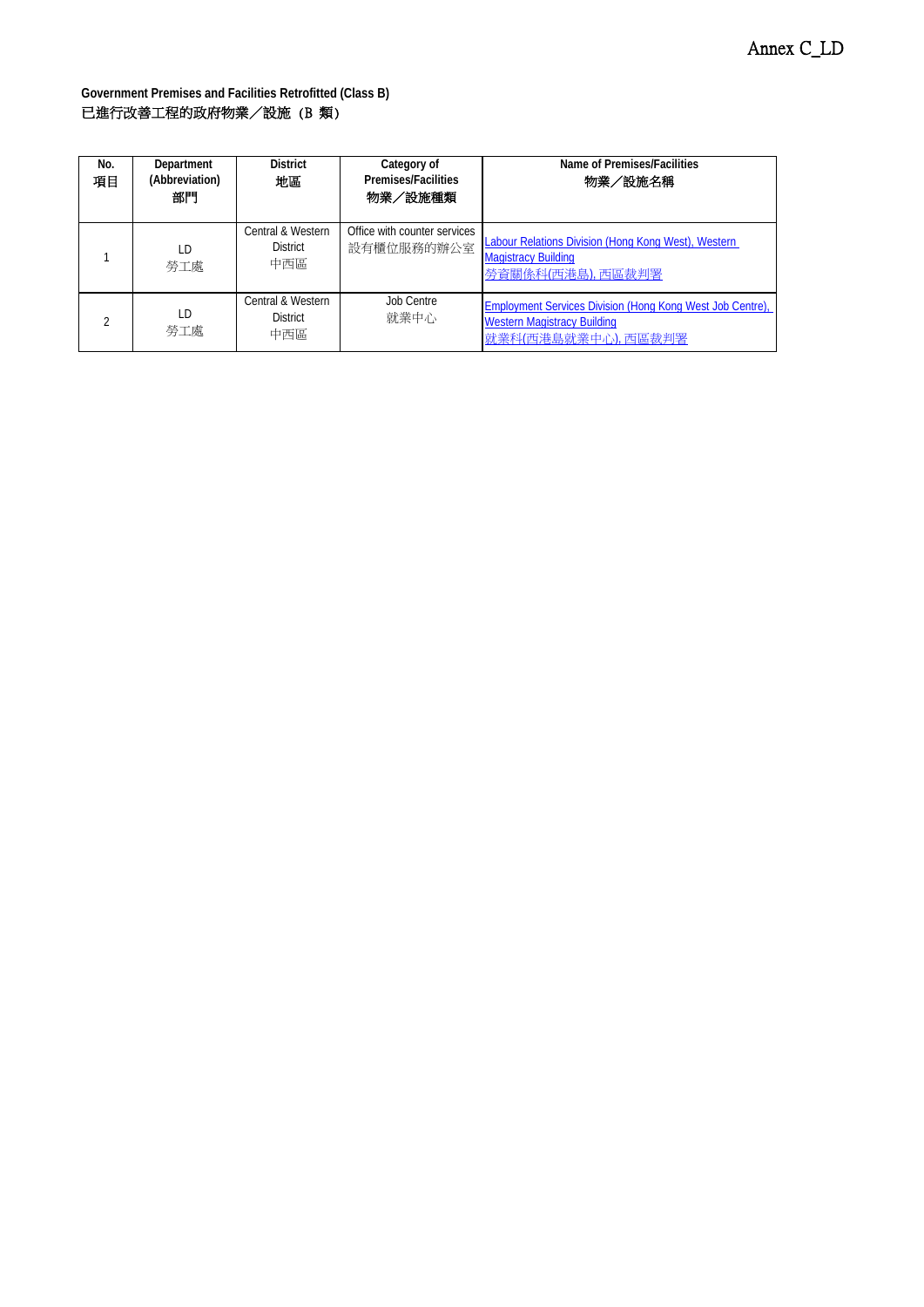Annex C_LD

**Government Premises and Facilities Retrofitted (Class B)**
已進行改善工程的政府物業／設施（B 類）

| No. 項目 | Department (Abbreviation) 部門 | District 地區 | Category of Premises/Facilities 物業／設施種類 | Name of Premises/Facilities 物業／設施名稱 |
|---|---|---|---|---|
| 1 | LD 勞工處 | Central & Western District 中西區 | Office with counter services 設有櫃位服務的辦公室 | Labour Relations Division (Hong Kong West), Western Magistracy Building 勞資關係科(西港島), 西區裁判署 |
| 2 | LD 勞工處 | Central & Western District 中西區 | Job Centre 就業中心 | Employment Services Division (Hong Kong West Job Centre), Western Magistracy Building 就業科(西港島就業中心), 西區裁判署 |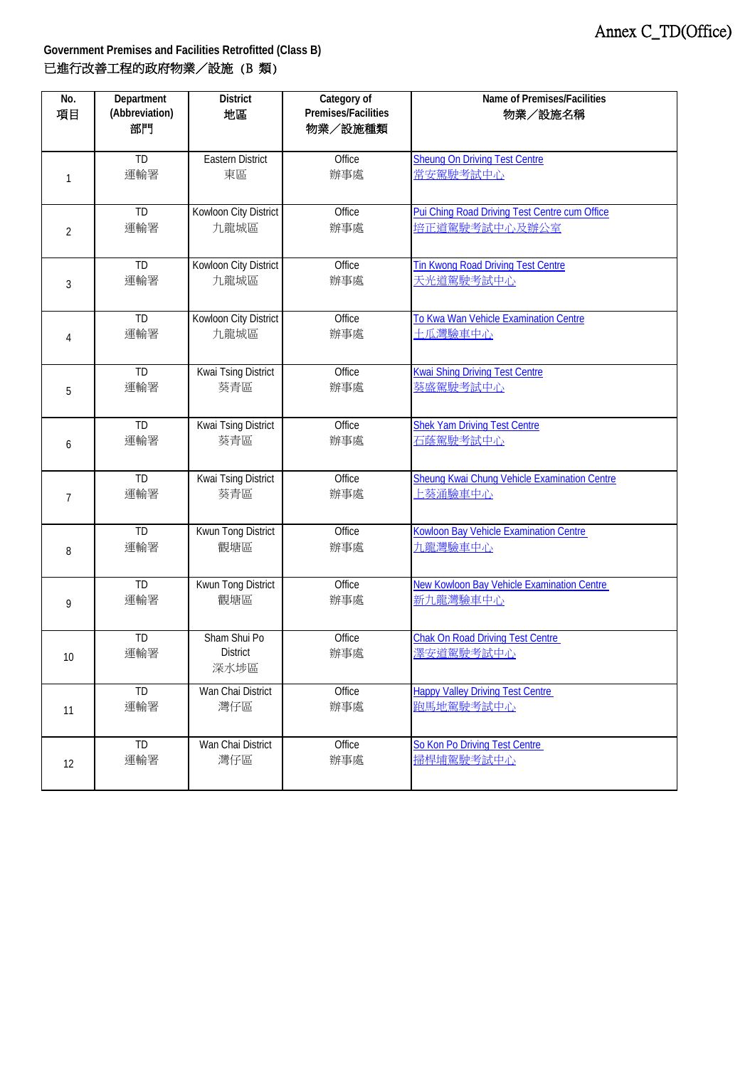Annex C_TD(Office)

**Government Premises and Facilities Retrofitted (Class B)**
已進行改善工程的政府物業／設施（B 類）

| No.<br>項目 | Department (Abbreviation)<br>部門 | District<br>地區 | Category of Premises/Facilities<br>物業／設施種類 | Name of Premises/Facilities<br>物業／設施名稱 |
|---|---|---|---|---|
| 1 | TD<br>運輸署 | Eastern District<br>東區 | Office<br>辦事處 | Sheung On Driving Test Centre<br>常安駕駛考試中心 |
| 2 | TD<br>運輸署 | Kowloon City District<br>九龍城區 | Office<br>辦事處 | Pui Ching Road Driving Test Centre cum Office<br>培正道駕駛考試中心及辦公室 |
| 3 | TD<br>運輸署 | Kowloon City District<br>九龍城區 | Office<br>辦事處 | Tin Kwong Road Driving Test Centre<br>天光道駕駛考試中心 |
| 4 | TD<br>運輸署 | Kowloon City District<br>九龍城區 | Office<br>辦事處 | To Kwa Wan Vehicle Examination Centre<br>土瓜灣驗車中心 |
| 5 | TD<br>運輸署 | Kwai Tsing District<br>葵青區 | Office<br>辦事處 | Kwai Shing Driving Test Centre<br>葵盛駕駛考試中心 |
| 6 | TD<br>運輸署 | Kwai Tsing District<br>葵青區 | Office<br>辦事處 | Shek Yam Driving Test Centre<br>石蔭駕駛考試中心 |
| 7 | TD<br>運輸署 | Kwai Tsing District<br>葵青區 | Office<br>辦事處 | Sheung Kwai Chung Vehicle Examination Centre<br>上葵涌驗車中心 |
| 8 | TD<br>運輸署 | Kwun Tong District<br>觀塘區 | Office<br>辦事處 | Kowloon Bay Vehicle Examination Centre<br>九龍灣驗車中心 |
| 9 | TD<br>運輸署 | Kwun Tong District<br>觀塘區 | Office<br>辦事處 | New Kowloon Bay Vehicle Examination Centre<br>新九龍灣驗車中心 |
| 10 | TD<br>運輸署 | Sham Shui Po District<br>深水埗區 | Office<br>辦事處 | Chak On Road Driving Test Centre<br>澤安道駕駛考試中心 |
| 11 | TD<br>運輸署 | Wan Chai District<br>灣仔區 | Office<br>辦事處 | Happy Valley Driving Test Centre<br>跑馬地駕駛考試中心 |
| 12 | TD<br>運輸署 | Wan Chai District<br>灣仔區 | Office<br>辦事處 | So Kon Po Driving Test Centre<br>掃桿埔駕駛考試中心 |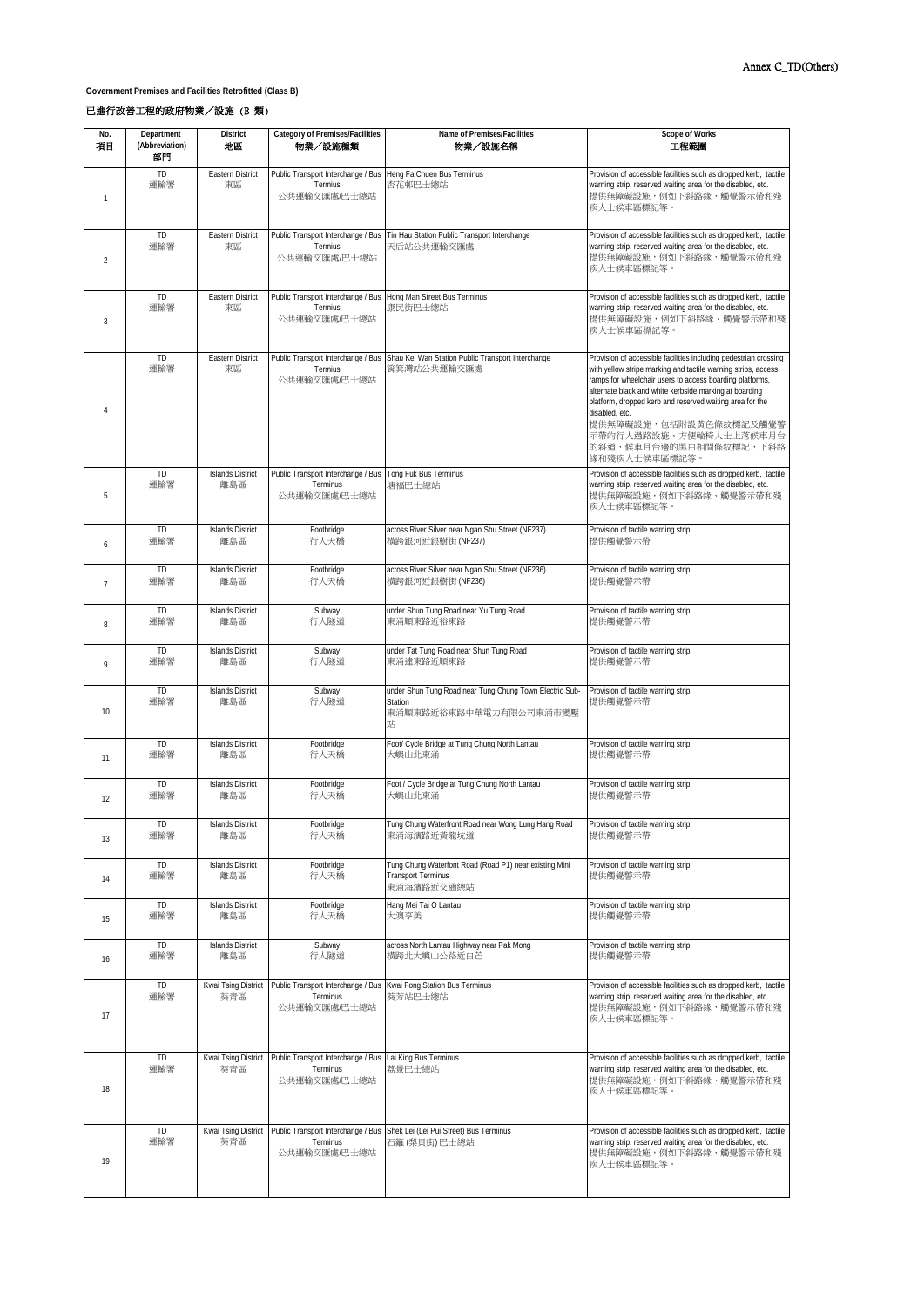Annex C_TD(Others)

**Government Premises and Facilities Retrofitted (Class B)**

**已進行改善工程的政府物業／設施 (B 類)**

| No. 項目 | Department (Abbreviation) 部門 | District 地區 | Category of Premises/Facilities 物業／設施種類 | Name of Premises/Facilities 物業／設施名稱 | Scope of Works 工程範圍 |
|---|---|---|---|---|---|
| 1 | TD 運輸署 | Eastern District 東區 | Public Transport Interchange / Bus Termius 公共運輸交匯處/巴士總站 | Heng Fa Chuen Bus Terminus 杏花邨巴士總站 | Provision of accessible facilities such as dropped kerb, tactile warning strip, reserved waiting area for the disabled, etc. 提供無障礙設施，例如下斜路緣、觸覺警示帶和殘疾人士候車區標記等。 |
| 2 | TD 運輸署 | Eastern District 東區 | Public Transport Interchange / Bus Termius 公共運輸交匯處/巴士總站 | Tin Hau Station Public Transport Interchange 天后站公共運輸交匯處 | Provision of accessible facilities such as dropped kerb, tactile warning strip, reserved waiting area for the disabled, etc. 提供無障礙設施，例如下斜路緣、觸覺警示帶和殘疾人士候車區標記等。 |
| 3 | TD 運輸署 | Eastern District 東區 | Public Transport Interchange / Bus Termius 公共運輸交匯處/巴士總站 | Hong Man Street Bus Terminus 康民街巴士總站 | Provision of accessible facilities such as dropped kerb, tactile warning strip, reserved waiting area for the disabled, etc. 提供無障礙設施，例如下斜路緣、觸覺警示帶和殘疾人士候車區標記等。 |
| 4 | TD 運輸署 | Eastern District 東區 | Public Transport Interchange / Bus Termius 公共運輸交匯處/巴士總站 | Shau Kei Wan Station Public Transport Interchange 筲箕灣站公共運輸交匯處 | Provision of accessible facilities including pedestrian crossing with yellow stripe marking and tactile warning strips, access ramps for wheelchair users to access boarding platforms, alternate black and white kerbside marking at boarding platform, dropped kerb and reserved waiting area for the disabled, etc. 提供無障礙設施，包括附設黃色條紋標記及觸覺警示帶的行人過路設施、方便輪椅人士上落候車月台的斜道、候車月台邊的黑白相間條紋標記，下斜路緣和殘疾人士候車區標記等。 |
| 5 | TD 運輸署 | Islands District 離島區 | Public Transport Interchange / Bus Terminus 公共運輸交匯處/巴士總站 | Tong Fuk Bus Terminus 塘福巴士總站 | Provision of accessible facilities such as dropped kerb, tactile warning strip, reserved waiting area for the disabled, etc. 提供無障礙設施，例如下斜路緣、觸覺警示帶和殘疾人士候車區標記等。 |
| 6 | TD 運輸署 | Islands District 離島區 | Footbridge 行人天橋 | across River Silver near Ngan Shu Street (NF237) 橫跨銀河近銀樹街 (NF237) | Provision of tactile warning strip 提供觸覺警示帶 |
| 7 | TD 運輸署 | Islands District 離島區 | Footbridge 行人天橋 | across River Silver near Ngan Shu Street (NF236) 橫跨銀河近銀樹街 (NF236) | Provision of tactile warning strip 提供觸覺警示帶 |
| 8 | TD 運輸署 | Islands District 離島區 | Subway 行人隧道 | under Shun Tung Road near Yu Tung Road 東涌順東路近裕東路 | Provision of tactile warning strip 提供觸覺警示帶 |
| 9 | TD 運輸署 | Islands District 離島區 | Subway 行人隧道 | under Tat Tung Road near Shun Tung Road 東涌達東路近順東路 | Provision of tactile warning strip 提供觸覺警示帶 |
| 10 | TD 運輸署 | Islands District 離島區 | Subway 行人隧道 | under Shun Tung Road near Tung Chung Town Electric Sub-Station 東涌順東路近裕東路中華電力有限公司東涌市變壓站 | Provision of tactile warning strip 提供觸覺警示帶 |
| 11 | TD 運輸署 | Islands District 離島區 | Footbridge 行人天橋 | Foot/ Cycle Bridge at Tung Chung North Lantau 大嶼山北東涌 | Provision of tactile warning strip 提供觸覺警示帶 |
| 12 | TD 運輸署 | Islands District 離島區 | Footbridge 行人天橋 | Foot / Cycle Bridge at Tung Chung North Lantau 大嶼山北東涌 | Provision of tactile warning strip 提供觸覺警示帶 |
| 13 | TD 運輸署 | Islands District 離島區 | Footbridge 行人天橋 | Tung Chung Waterfront Road near Wong Lung Hang Road 東涌海濱路近黃龍坑道 | Provision of tactile warning strip 提供觸覺警示帶 |
| 14 | TD 運輸署 | Islands District 離島區 | Footbridge 行人天橋 | Tung Chung Waterfont Road (Road P1) near existing Mini Transport Terminus 東涌海濱路近交通總站 | Provision of tactile warning strip 提供觸覺警示帶 |
| 15 | TD 運輸署 | Islands District 離島區 | Footbridge 行人天橋 | Hang Mei Tai O Lantau 大澳亨美 | Provision of tactile warning strip 提供觸覺警示帶 |
| 16 | TD 運輸署 | Islands District 離島區 | Subway 行人隧道 | across North Lantau Highway near Pak Mong 橫跨北大嶼山公路近白芒 | Provision of tactile warning strip 提供觸覺警示帶 |
| 17 | TD 運輸署 | Kwai Tsing District 葵青區 | Public Transport Interchange / Bus Terminus 公共運輸交匯處/巴士總站 | Kwai Fong Station Bus Terminus 葵芳站巴士總站 | Provision of accessible facilities such as dropped kerb, tactile warning strip, reserved waiting area for the disabled, etc. 提供無障礙設施，例如下斜路緣、觸覺警示帶和殘疾人士候車區標記等。 |
| 18 | TD 運輸署 | Kwai Tsing District 葵青區 | Public Transport Interchange / Bus Terminus 公共運輸交匯處/巴士總站 | Lai King Bus Terminus 荔景巴士總站 | Provision of accessible facilities such as dropped kerb, tactile warning strip, reserved waiting area for the disabled, etc. 提供無障礙設施，例如下斜路緣、觸覺警示帶和殘疾人士候車區標記等。 |
| 19 | TD 運輸署 | Kwai Tsing District 葵青區 | Public Transport Interchange / Bus Terminus 公共運輸交匯處/巴士總站 | Shek Lei (Lei Pui Street) Bus Terminus 石籬 (梨貝街) 巴士總站 | Provision of accessible facilities such as dropped kerb, tactile warning strip, reserved waiting area for the disabled, etc. 提供無障礙設施，例如下斜路緣、觸覺警示帶和殘疾人士候車區標記等。 |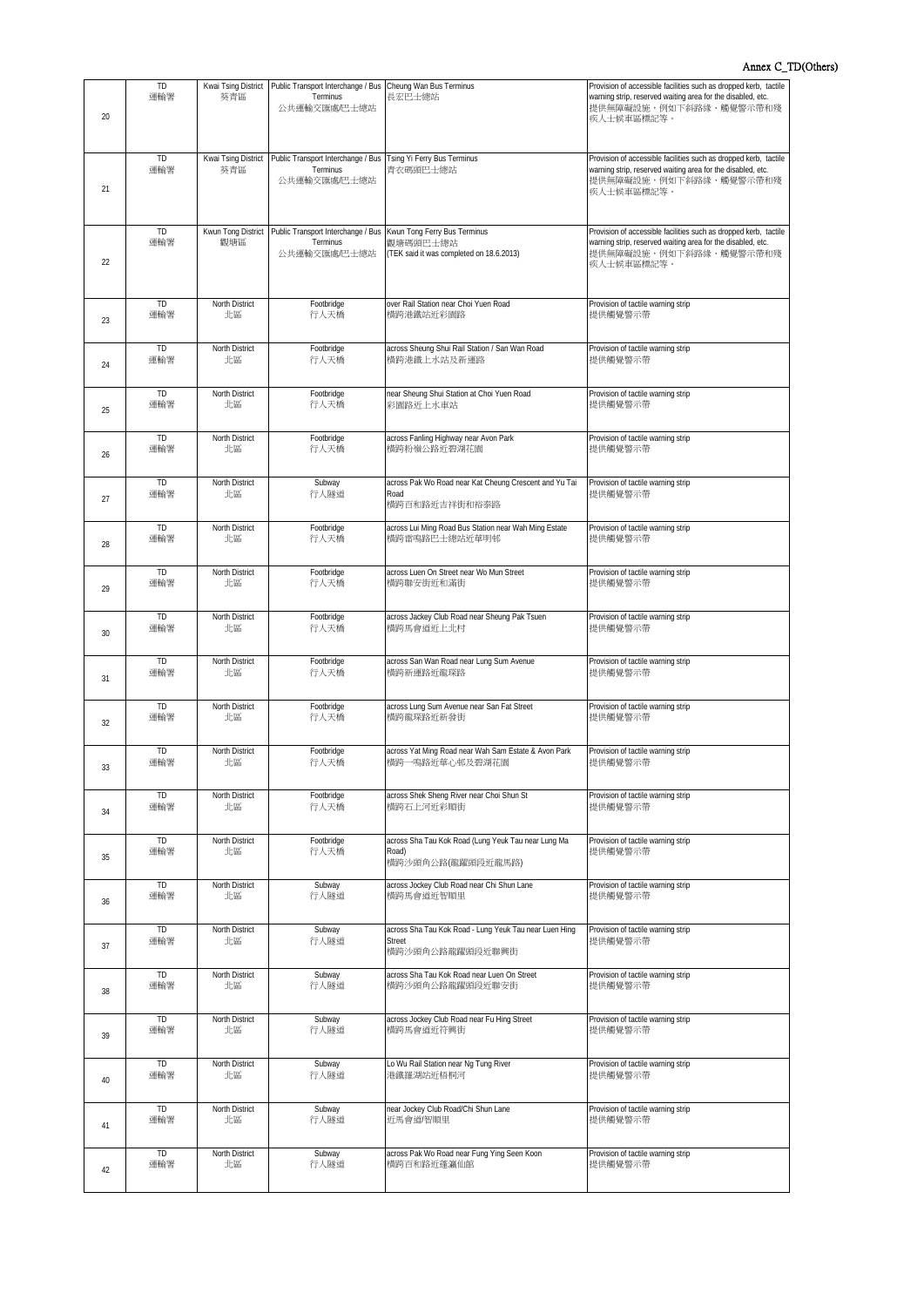Annex C_TD(Others)

| | | | | | |
|---|---|---|---|---|---|
| 20 | TD<br>運輸署 | Kwai Tsing District<br>葵青區 | Public Transport Interchange / Bus Terminus<br>公共運輸交匯處/巴士總站 | Cheung Wan Bus Terminus<br>長宏巴士總站 | Provision of accessible facilities such as dropped kerb, tactile warning strip, reserved waiting area for the disabled, etc.<br>提供無障礙設施，例如下斜路緣、觸覺警示帶和殘疾人士候車區標記等。 |
| 21 | TD<br>運輸署 | Kwai Tsing District<br>葵青區 | Public Transport Interchange / Bus Terminus<br>公共運輸交匯處/巴士總站 | Tsing Yi Ferry Bus Terminus<br>青衣碼頭巴士總站 | Provision of accessible facilities such as dropped kerb, tactile warning strip, reserved waiting area for the disabled, etc.<br>提供無障礙設施，例如下斜路緣、觸覺警示帶和殘疾人士候車區標記等。 |
| 22 | TD<br>運輸署 | Kwun Tong District<br>觀塘區 | Public Transport Interchange / Bus Terminus<br>公共運輸交匯處/巴士總站 | Kwun Tong Ferry Bus Terminus<br>觀塘碼頭巴士總站<br>(TEK said it was completed on 18.6.2013) | Provision of accessible facilities such as dropped kerb, tactile warning strip, reserved waiting area for the disabled, etc.<br>提供無障礙設施，例如下斜路緣、觸覺警示帶和殘疾人士候車區標記等。 |
| 23 | TD<br>運輸署 | North District<br>北區 | Footbridge<br>行人天橋 | over Rail Station near Choi Yuen Road<br>橫跨港鐵站近彩園路 | Provision of tactile warning strip<br>提供觸覺警示帶 |
| 24 | TD<br>運輸署 | North District<br>北區 | Footbridge<br>行人天橋 | across Sheung Shui Rail Station / San Wan Road<br>橫跨港鐵上水站及新運路 | Provision of tactile warning strip<br>提供觸覺警示帶 |
| 25 | TD<br>運輸署 | North District<br>北區 | Footbridge<br>行人天橋 | near Sheung Shui Station at Choi Yuen Road<br>彩園路近上水車站 | Provision of tactile warning strip<br>提供觸覺警示帶 |
| 26 | TD<br>運輸署 | North District<br>北區 | Footbridge<br>行人天橋 | across Fanling Highway near Avon Park<br>橫跨粉嶺公路近碧湖花園 | Provision of tactile warning strip<br>提供觸覺警示帶 |
| 27 | TD<br>運輸署 | North District<br>北區 | Subway<br>行人隧道 | across Pak Wo Road near Kat Cheung Crescent and Yu Tai Road<br>橫跨百和路近吉祥街和裕泰路 | Provision of tactile warning strip<br>提供觸覺警示帶 |
| 28 | TD<br>運輸署 | North District<br>北區 | Footbridge<br>行人天橋 | across Lui Ming Road Bus Station near Wah Ming Estate<br>橫跨雷鳴路巴士總站近華明邨 | Provision of tactile warning strip<br>提供觸覺警示帶 |
| 29 | TD<br>運輸署 | North District<br>北區 | Footbridge<br>行人天橋 | across Luen On Street near Wo Mun Street<br>橫跨聯安街近和滿街 | Provision of tactile warning strip<br>提供觸覺警示帶 |
| 30 | TD<br>運輸署 | North District<br>北區 | Footbridge<br>行人天橋 | across Jackey Club Road near Sheung Pak Tsuen<br>橫跨馬會道近上北村 | Provision of tactile warning strip<br>提供觸覺警示帶 |
| 31 | TD<br>運輸署 | North District<br>北區 | Footbridge<br>行人天橋 | across San Wan Road near Lung Sum Avenue<br>橫跨新運路近龍琛路 | Provision of tactile warning strip<br>提供觸覺警示帶 |
| 32 | TD<br>運輸署 | North District<br>北區 | Footbridge<br>行人天橋 | across Lung Sum Avenue near San Fat Street<br>橫跨龍琛路近新發街 | Provision of tactile warning strip<br>提供觸覺警示帶 |
| 33 | TD<br>運輸署 | North District<br>北區 | Footbridge<br>行人天橋 | across Yat Ming Road near Wah Sam Estate & Avon Park<br>橫跨一鳴路近華心邨及碧湖花園 | Provision of tactile warning strip<br>提供觸覺警示帶 |
| 34 | TD<br>運輸署 | North District<br>北區 | Footbridge<br>行人天橋 | across Shek Sheng River near Choi Shun St<br>橫跨石上河近彩順街 | Provision of tactile warning strip<br>提供觸覺警示帶 |
| 35 | TD<br>運輸署 | North District<br>北區 | Footbridge<br>行人天橋 | across Sha Tau Kok Road (Lung Yeuk Tau near Lung Ma Road)<br>橫跨沙頭角公路(龍躍頭段近龍馬路) | Provision of tactile warning strip<br>提供觸覺警示帶 |
| 36 | TD<br>運輸署 | North District<br>北區 | Subway<br>行人隧道 | across Jockey Club Road near Chi Shun Lane<br>橫跨馬會道近智順里 | Provision of tactile warning strip<br>提供觸覺警示帶 |
| 37 | TD<br>運輸署 | North District<br>北區 | Subway<br>行人隧道 | across Sha Tau Kok Road - Lung Yeuk Tau near Luen Hing Street<br>橫跨沙頭角公路龍躍頭段近聯興街 | Provision of tactile warning strip<br>提供觸覺警示帶 |
| 38 | TD<br>運輸署 | North District<br>北區 | Subway<br>行人隧道 | across Sha Tau Kok Road near Luen On Street<br>橫跨沙頭角公路龍躍頭段近聯安街 | Provision of tactile warning strip<br>提供觸覺警示帶 |
| 39 | TD<br>運輸署 | North District<br>北區 | Subway<br>行人隧道 | across Jockey Club Road near Fu Hing Street<br>橫跨馬會道近符興街 | Provision of tactile warning strip<br>提供觸覺警示帶 |
| 40 | TD<br>運輸署 | North District<br>北區 | Subway<br>行人隧道 | Lo Wu Rail Station near Ng Tung River<br>港鐵羅湖站近梧桐河 | Provision of tactile warning strip<br>提供觸覺警示帶 |
| 41 | TD<br>運輸署 | North District<br>北區 | Subway<br>行人隧道 | near Jockey Club Road/Chi Shun Lane<br>近馬會道/智順里 | Provision of tactile warning strip<br>提供觸覺警示帶 |
| 42 | TD<br>運輸署 | North District<br>北區 | Subway<br>行人隧道 | across Pak Wo Road near Fung Ying Seen Koon<br>橫跨百和路近蓬瀛仙館 | Provision of tactile warning strip<br>提供觸覺警示帶 |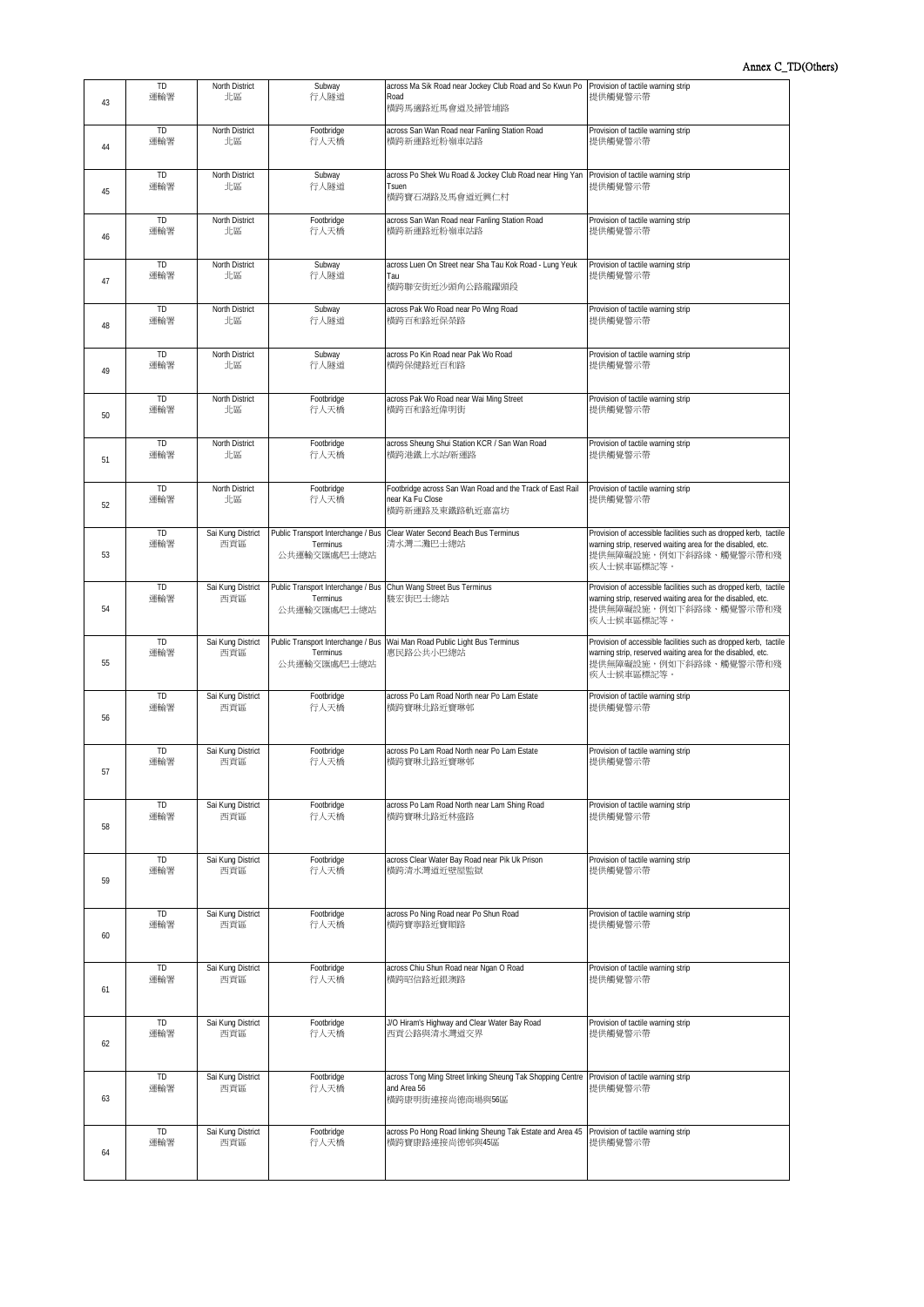Annex C_TD(Others)

| | | | | | |
|---|---|---|---|---|---|
| 43 | TD<br>運輸署 | North District<br>北區 | Subway<br>行人隧道 | across Ma Sik Road near Jockey Club Road and So Kwun Po Road<br>橫跨馬適路近馬會道及掃管埔路 | Provision of tactile warning strip<br>提供觸覺警示帶 |
| 44 | TD<br>運輸署 | North District<br>北區 | Footbridge<br>行人天橋 | across San Wan Road near Fanling Station Road<br>橫跨新運路近粉嶺車站路 | Provision of tactile warning strip<br>提供觸覺警示帶 |
| 45 | TD<br>運輸署 | North District<br>北區 | Subway<br>行人隧道 | across Po Shek Wu Road & Jockey Club Road near Hing Yan Tsuen<br>橫跨寶石湖路及馬會道近興仁村 | Provision of tactile warning strip<br>提供觸覺警示帶 |
| 46 | TD<br>運輸署 | North District<br>北區 | Footbridge<br>行人天橋 | across San Wan Road near Fanling Station Road<br>橫跨新運路近粉嶺車站路 | Provision of tactile warning strip<br>提供觸覺警示帶 |
| 47 | TD<br>運輸署 | North District<br>北區 | Subway<br>行人隧道 | across Luen On Street near Sha Tau Kok Road - Lung Yeuk Tau<br>橫跨聯安街近沙頭角公路龍躍頭段 | Provision of tactile warning strip<br>提供觸覺警示帶 |
| 48 | TD<br>運輸署 | North District<br>北區 | Subway<br>行人隧道 | across Pak Wo Road near Po Wing Road<br>橫跨百和路近保榮路 | Provision of tactile warning strip<br>提供觸覺警示帶 |
| 49 | TD<br>運輸署 | North District<br>北區 | Subway<br>行人隧道 | across Po Kin Road near Pak Wo Road<br>橫跨保健路近百和路 | Provision of tactile warning strip<br>提供觸覺警示帶 |
| 50 | TD<br>運輸署 | North District<br>北區 | Footbridge<br>行人天橋 | across Pak Wo Road near Wai Ming Street<br>橫跨百和路近偉明街 | Provision of tactile warning strip<br>提供觸覺警示帶 |
| 51 | TD<br>運輸署 | North District<br>北區 | Footbridge<br>行人天橋 | across Sheung Shui Station KCR / San Wan Road<br>橫跨港鐵上水站/新運路 | Provision of tactile warning strip<br>提供觸覺警示帶 |
| 52 | TD<br>運輸署 | North District<br>北區 | Footbridge<br>行人天橋 | Footbridge across San Wan Road and the Track of East Rail near Ka Fu Close<br>橫跨新運路及東鐵路軌近嘉富坊 | Provision of tactile warning strip<br>提供觸覺警示帶 |
| 53 | TD<br>運輸署 | Sai Kung District<br>西貢區 | Public Transport Interchange / Bus Terminus<br>公共運輸交匯處/巴士總站 | Clear Water Second Beach Bus Terminus<br>清水灣二灘巴士總站 | Provision of accessible facilities such as dropped kerb, tactile warning strip, reserved waiting area for the disabled, etc.<br>提供無障礙設施，例如下斜路緣、觸覺警示帶和殘疾人士候車區標記等。 |
| 54 | TD<br>運輸署 | Sai Kung District<br>西貢區 | Public Transport Interchange / Bus Terminus<br>公共運輸交匯處/巴士總站 | Chun Wang Street Bus Terminus<br>駿宏街巴士總站 | Provision of accessible facilities such as dropped kerb, tactile warning strip, reserved waiting area for the disabled, etc.<br>提供無障礙設施，例如下斜路緣、觸覺警示帶和殘疾人士候車區標記等。 |
| 55 | TD<br>運輸署 | Sai Kung District<br>西貢區 | Public Transport Interchange / Bus Terminus<br>公共運輸交匯處/巴士總站 | Wai Man Road Public Light Bus Terminus<br>惠民路公共小巴總站 | Provision of accessible facilities such as dropped kerb, tactile warning strip, reserved waiting area for the disabled, etc.<br>提供無障礙設施，例如下斜路緣、觸覺警示帶和殘疾人士候車區標記等。 |
| 56 | TD<br>運輸署 | Sai Kung District<br>西貢區 | Footbridge<br>行人天橋 | across Po Lam Road North near Po Lam Estate<br>橫跨寶琳北路近寶琳邨 | Provision of tactile warning strip<br>提供觸覺警示帶 |
| 57 | TD<br>運輸署 | Sai Kung District<br>西貢區 | Footbridge<br>行人天橋 | across Po Lam Road North near Po Lam Estate<br>橫跨寶琳北路近寶琳邨 | Provision of tactile warning strip<br>提供觸覺警示帶 |
| 58 | TD<br>運輸署 | Sai Kung District<br>西貢區 | Footbridge<br>行人天橋 | across Po Lam Road North near Lam Shing Road<br>橫跨寶琳北路近林盛路 | Provision of tactile warning strip<br>提供觸覺警示帶 |
| 59 | TD<br>運輸署 | Sai Kung District<br>西貢區 | Footbridge<br>行人天橋 | across Clear Water Bay Road near Pik Uk Prison<br>橫跨清水灣道近壁屋監獄 | Provision of tactile warning strip<br>提供觸覺警示帶 |
| 60 | TD<br>運輸署 | Sai Kung District<br>西貢區 | Footbridge<br>行人天橋 | across Po Ning Road near Po Shun Road<br>橫跨寶寧路近寶順路 | Provision of tactile warning strip<br>提供觸覺警示帶 |
| 61 | TD<br>運輸署 | Sai Kung District<br>西貢區 | Footbridge<br>行人天橋 | across Chiu Shun Road near Ngan O Road<br>橫跨昭信路近銀澳路 | Provision of tactile warning strip<br>提供觸覺警示帶 |
| 62 | TD<br>運輸署 | Sai Kung District<br>西貢區 | Footbridge<br>行人天橋 | J/O Hiram's Highway and Clear Water Bay Road<br>西貢公路與清水灣道交界 | Provision of tactile warning strip<br>提供觸覺警示帶 |
| 63 | TD<br>運輸署 | Sai Kung District<br>西貢區 | Footbridge<br>行人天橋 | across Tong Ming Street linking Sheung Tak Shopping Centre and Area 56<br>橫跨唐明街連接尚德商場與56區 | Provision of tactile warning strip<br>提供觸覺警示帶 |
| 64 | TD<br>運輸署 | Sai Kung District<br>西貢區 | Footbridge<br>行人天橋 | across Po Hong Road linking Sheung Tak Estate and Area 45<br>橫跨寶康路連接尚德邨與45區 | Provision of tactile warning strip<br>提供觸覺警示帶 |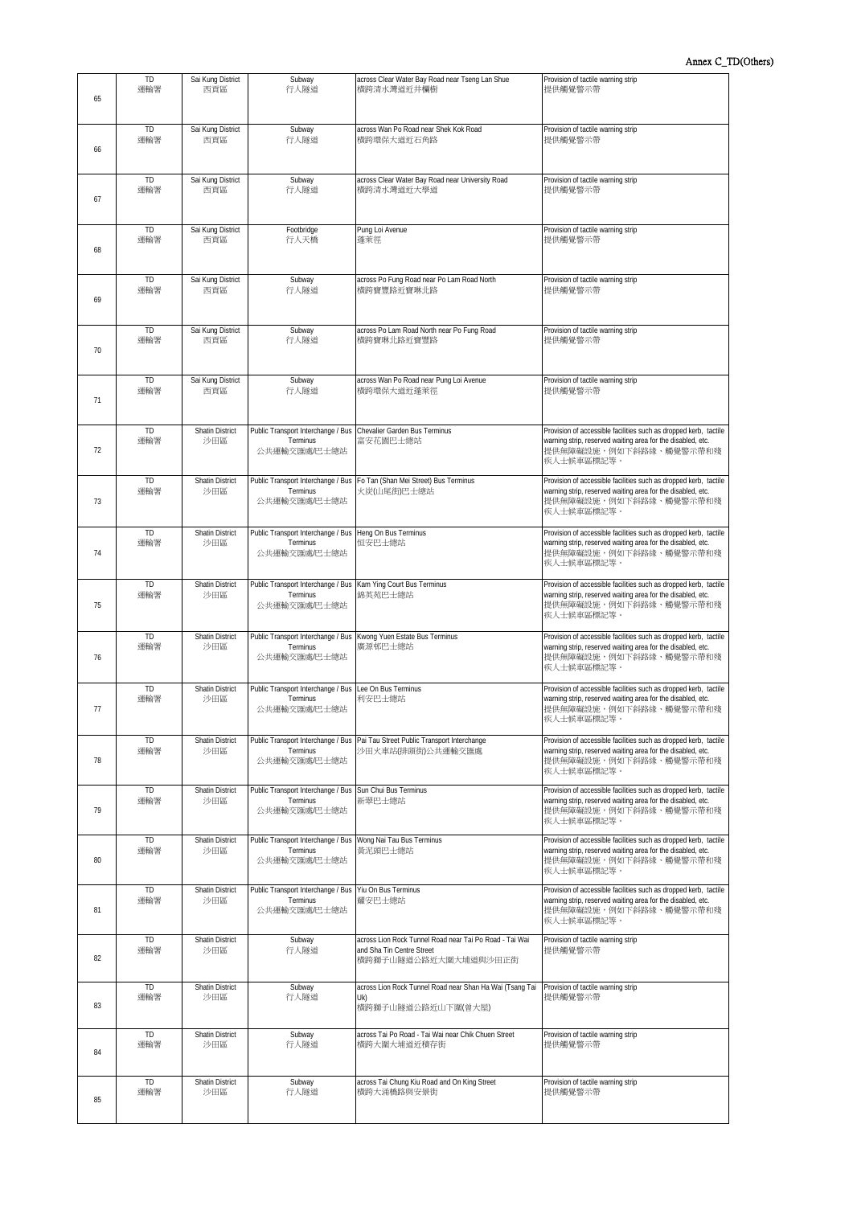Annex C_TD(Others)

| | | | | | |
|---|---|---|---|---|---|
| 65 | TD 運輸署 | Sai Kung District 西貢區 | Subway 行人隧道 | across Clear Water Bay Road near Tseng Lan Shue 橫跨清水灣道近井欄樹 | Provision of tactile warning strip 提供觸覺警示帶 |
| 66 | TD 運輸署 | Sai Kung District 西貢區 | Subway 行人隧道 | across Wan Po Road near Shek Kok Road 橫跨環保大道近石角路 | Provision of tactile warning strip 提供觸覺警示帶 |
| 67 | TD 運輸署 | Sai Kung District 西貢區 | Subway 行人隧道 | across Clear Water Bay Road near University Road 橫跨清水灣道近大學道 | Provision of tactile warning strip 提供觸覺警示帶 |
| 68 | TD 運輸署 | Sai Kung District 西貢區 | Footbridge 行人天橋 | Pung Loi Avenue 蓬萊徑 | Provision of tactile warning strip 提供觸覺警示帶 |
| 69 | TD 運輸署 | Sai Kung District 西貢區 | Subway 行人隧道 | across Po Fung Road near Po Lam Road North 橫跨寶豐路近寶琳北路 | Provision of tactile warning strip 提供觸覺警示帶 |
| 70 | TD 運輸署 | Sai Kung District 西貢區 | Subway 行人隧道 | across Po Lam Road North near Po Fung Road 橫跨寶琳北路近寶豐路 | Provision of tactile warning strip 提供觸覺警示帶 |
| 71 | TD 運輸署 | Sai Kung District 西貢區 | Subway 行人隧道 | across Wan Po Road near Pung Loi Avenue 橫跨環保大道近蓬萊徑 | Provision of tactile warning strip 提供觸覺警示帶 |
| 72 | TD 運輸署 | Shatin District 沙田區 | Public Transport Interchange / Bus Terminus 公共運輸交匯處/巴士總站 | Chevalier Garden Bus Terminus 富安花園巴士總站 | Provision of accessible facilities such as dropped kerb, tactile warning strip, reserved waiting area for the disabled, etc. 提供無障礙設施，例如下斜路緣、觸覺警示帶和殘疾人士候車區標記等。 |
| 73 | TD 運輸署 | Shatin District 沙田區 | Public Transport Interchange / Bus Terminus 公共運輸交匯處/巴士總站 | Fo Tan (Shan Mei Street) Bus Terminus 火炭(山尾街)巴士總站 | Provision of accessible facilities such as dropped kerb, tactile warning strip, reserved waiting area for the disabled, etc. 提供無障礙設施，例如下斜路緣、觸覺警示帶和殘疾人士候車區標記等。 |
| 74 | TD 運輸署 | Shatin District 沙田區 | Public Transport Interchange / Bus Terminus 公共運輸交匯處/巴士總站 | Heng On Bus Terminus 恒安巴士總站 | Provision of accessible facilities such as dropped kerb, tactile warning strip, reserved waiting area for the disabled, etc. 提供無障礙設施，例如下斜路緣、觸覺警示帶和殘疾人士候車區標記等。 |
| 75 | TD 運輸署 | Shatin District 沙田區 | Public Transport Interchange / Bus Terminus 公共運輸交匯處/巴士總站 | Kam Ying Court Bus Terminus 錦英苑巴士總站 | Provision of accessible facilities such as dropped kerb, tactile warning strip, reserved waiting area for the disabled, etc. 提供無障礙設施，例如下斜路緣、觸覺警示帶和殘疾人士候車區標記等。 |
| 76 | TD 運輸署 | Shatin District 沙田區 | Public Transport Interchange / Bus Terminus 公共運輸交匯處/巴士總站 | Kwong Yuen Estate Bus Terminus 廣源邨巴士總站 | Provision of accessible facilities such as dropped kerb, tactile warning strip, reserved waiting area for the disabled, etc. 提供無障礙設施，例如下斜路緣、觸覺警示帶和殘疾人士候車區標記等。 |
| 77 | TD 運輸署 | Shatin District 沙田區 | Public Transport Interchange / Bus Terminus 公共運輸交匯處/巴士總站 | Lee On Bus Terminus 利安巴士總站 | Provision of accessible facilities such as dropped kerb, tactile warning strip, reserved waiting area for the disabled, etc. 提供無障礙設施，例如下斜路緣、觸覺警示帶和殘疾人士候車區標記等。 |
| 78 | TD 運輸署 | Shatin District 沙田區 | Public Transport Interchange / Bus Terminus 公共運輸交匯處/巴士總站 | Pai Tau Street Public Transport Interchange 沙田火車站(排頭街)公共運輸交匯處 | Provision of accessible facilities such as dropped kerb, tactile warning strip, reserved waiting area for the disabled, etc. 提供無障礙設施，例如下斜路緣、觸覺警示帶和殘疾人士候車區標記等。 |
| 79 | TD 運輸署 | Shatin District 沙田區 | Public Transport Interchange / Bus Terminus 公共運輸交匯處/巴士總站 | Sun Chui Bus Terminus 新翠巴士總站 | Provision of accessible facilities such as dropped kerb, tactile warning strip, reserved waiting area for the disabled, etc. 提供無障礙設施，例如下斜路緣、觸覺警示帶和殘疾人士候車區標記等。 |
| 80 | TD 運輸署 | Shatin District 沙田區 | Public Transport Interchange / Bus Terminus 公共運輸交匯處/巴士總站 | Wong Nai Tau Bus Terminus 黃泥頭巴士總站 | Provision of accessible facilities such as dropped kerb, tactile warning strip, reserved waiting area for the disabled, etc. 提供無障礙設施，例如下斜路緣、觸覺警示帶和殘疾人士候車區標記等。 |
| 81 | TD 運輸署 | Shatin District 沙田區 | Public Transport Interchange / Bus Terminus 公共運輸交匯處/巴士總站 | Yiu On Bus Terminus 耀安巴士總站 | Provision of accessible facilities such as dropped kerb, tactile warning strip, reserved waiting area for the disabled, etc. 提供無障礙設施，例如下斜路緣、觸覺警示帶和殘疾人士候車區標記等。 |
| 82 | TD 運輸署 | Shatin District 沙田區 | Subway 行人隧道 | across Lion Rock Tunnel Road near Tai Po Road - Tai Wai and Sha Tin Centre Street 橫跨獅子山隧道公路近大圍大埔道與沙田正街 | Provision of tactile warning strip 提供觸覺警示帶 |
| 83 | TD 運輸署 | Shatin District 沙田區 | Subway 行人隧道 | across Lion Rock Tunnel Road near Shan Ha Wai (Tsang Tai Uk) 橫跨獅子山隧道公路近山下圍(曾大屋) | Provision of tactile warning strip 提供觸覺警示帶 |
| 84 | TD 運輸署 | Shatin District 沙田區 | Subway 行人隧道 | across Tai Po Road - Tai Wai near Chik Chuen Street 橫跨大圍大埔道近積存街 | Provision of tactile warning strip 提供觸覺警示帶 |
| 85 | TD 運輸署 | Shatin District 沙田區 | Subway 行人隧道 | across Tai Chung Kiu Road and On King Street 橫跨大涌橋路與安景街 | Provision of tactile warning strip 提供觸覺警示帶 |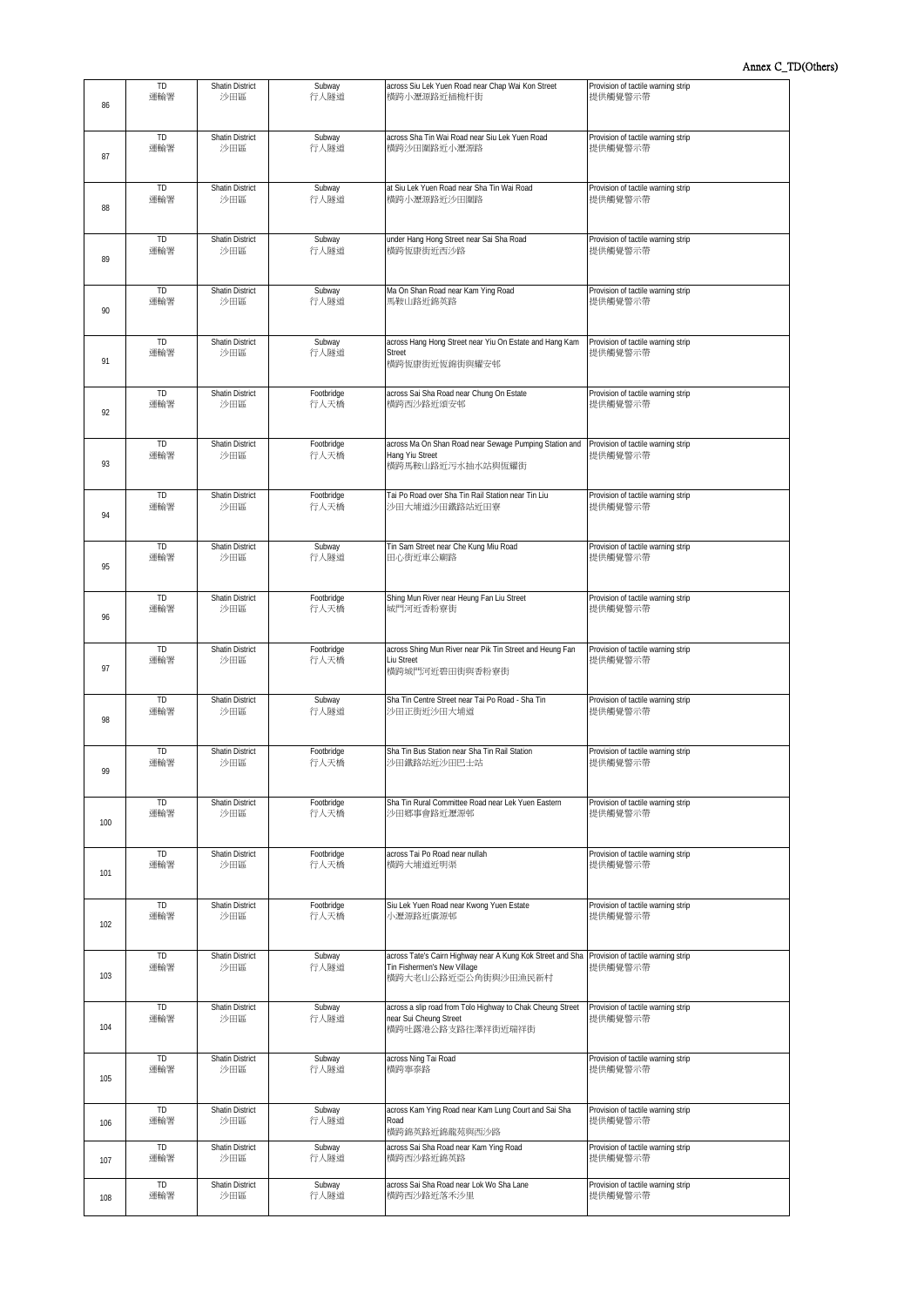Annex C_TD(Others)

| | | | | | |
|---|---|---|---|---|---|
| 86 | TD<br>運輸署 | Shatin District<br>沙田區 | Subway<br>行人隧道 | across Siu Lek Yuen Road near Chap Wai Kon Street<br>橫跨小瀝源路近插桅杆街 | Provision of tactile warning strip<br>提供觸覺警示帶 |
| 87 | TD<br>運輸署 | Shatin District<br>沙田區 | Subway<br>行人隧道 | across Sha Tin Wai Road near Siu Lek Yuen Road<br>橫跨沙田圍路近小瀝源路 | Provision of tactile warning strip<br>提供觸覺警示帶 |
| 88 | TD<br>運輸署 | Shatin District<br>沙田區 | Subway<br>行人隧道 | at Siu Lek Yuen Road near Sha Tin Wai Road<br>橫跨小瀝源路近沙田圍路 | Provision of tactile warning strip<br>提供觸覺警示帶 |
| 89 | TD<br>運輸署 | Shatin District<br>沙田區 | Subway<br>行人隧道 | under Hang Hong Street near Sai Sha Road<br>橫跨恆康街近西沙路 | Provision of tactile warning strip<br>提供觸覺警示帶 |
| 90 | TD<br>運輸署 | Shatin District<br>沙田區 | Subway<br>行人隧道 | Ma On Shan Road near Kam Ying Road<br>馬鞍山路近錦英路 | Provision of tactile warning strip<br>提供觸覺警示帶 |
| 91 | TD<br>運輸署 | Shatin District<br>沙田區 | Subway<br>行人隧道 | across Hang Hong Street near Yiu On Estate and Hang Kam Street<br>橫跨恆康街近恆錦街與耀安邨 | Provision of tactile warning strip<br>提供觸覺警示帶 |
| 92 | TD<br>運輸署 | Shatin District<br>沙田區 | Footbridge<br>行人天橋 | across Sai Sha Road near Chung On Estate<br>橫跨西沙路近頌安邨 | Provision of tactile warning strip<br>提供觸覺警示帶 |
| 93 | TD<br>運輸署 | Shatin District<br>沙田區 | Footbridge<br>行人天橋 | across Ma On Shan Road near Sewage Pumping Station and Hang Yiu Street<br>橫跨馬鞍山路近污水抽水站與恆耀街 | Provision of tactile warning strip<br>提供觸覺警示帶 |
| 94 | TD<br>運輸署 | Shatin District<br>沙田區 | Footbridge<br>行人天橋 | Tai Po Road over Sha Tin Rail Station near Tin Liu<br>沙田大埔道沙田鐵路站近田寮 | Provision of tactile warning strip<br>提供觸覺警示帶 |
| 95 | TD<br>運輸署 | Shatin District<br>沙田區 | Subway<br>行人隧道 | Tin Sam Street near Che Kung Miu Road<br>田心街近車公廟路 | Provision of tactile warning strip<br>提供觸覺警示帶 |
| 96 | TD<br>運輸署 | Shatin District<br>沙田區 | Footbridge<br>行人天橋 | Shing Mun River near Heung Fan Liu Street<br>城門河近香粉寮街 | Provision of tactile warning strip<br>提供觸覺警示帶 |
| 97 | TD<br>運輸署 | Shatin District<br>沙田區 | Footbridge<br>行人天橋 | across Shing Mun River near Pik Tin Street and Heung Fan Liu Street<br>橫跨城門河近碧田街與香粉寮街 | Provision of tactile warning strip<br>提供觸覺警示帶 |
| 98 | TD<br>運輸署 | Shatin District<br>沙田區 | Subway<br>行人隧道 | Sha Tin Centre Street near Tai Po Road - Sha Tin<br>沙田正街近沙田大埔道 | Provision of tactile warning strip<br>提供觸覺警示帶 |
| 99 | TD<br>運輸署 | Shatin District<br>沙田區 | Footbridge<br>行人天橋 | Sha Tin Bus Station near Sha Tin Rail Station<br>沙田鐵路站近沙田巴士站 | Provision of tactile warning strip<br>提供觸覺警示帶 |
| 100 | TD<br>運輸署 | Shatin District<br>沙田區 | Footbridge<br>行人天橋 | Sha Tin Rural Committee Road near Lek Yuen Eastern<br>沙田鄉事會路近瀝源邨 | Provision of tactile warning strip<br>提供觸覺警示帶 |
| 101 | TD<br>運輸署 | Shatin District<br>沙田區 | Footbridge<br>行人天橋 | across Tai Po Road near nullah<br>橫跨大埔道近明渠 | Provision of tactile warning strip<br>提供觸覺警示帶 |
| 102 | TD<br>運輸署 | Shatin District<br>沙田區 | Footbridge<br>行人天橋 | Siu Lek Yuen Road near Kwong Yuen Estate<br>小瀝源路近廣源邨 | Provision of tactile warning strip<br>提供觸覺警示帶 |
| 103 | TD<br>運輸署 | Shatin District<br>沙田區 | Subway<br>行人隧道 | across Tate's Cairn Highway near A Kung Kok Street and Sha Tin Fishermen's New Village<br>橫跨大老山公路近亞公角街與沙田漁民新村 | Provision of tactile warning strip<br>提供觸覺警示帶 |
| 104 | TD<br>運輸署 | Shatin District<br>沙田區 | Subway<br>行人隧道 | across a slip road from Tolo Highway to Chak Cheung Street near Sai Cheung Street<br>橫跨吐露港公路支路往澤祥街近瑞祥街 | Provision of tactile warning strip<br>提供觸覺警示帶 |
| 105 | TD<br>運輸署 | Shatin District<br>沙田區 | Subway<br>行人隧道 | across Ning Tai Road<br>橫跨寧泰路 | Provision of tactile warning strip<br>提供觸覺警示帶 |
| 106 | TD<br>運輸署 | Shatin District<br>沙田區 | Subway<br>行人隧道 | across Kam Ying Road near Kam Lung Court and Sai Sha Road<br>橫跨錦英路近錦龍苑與西沙路 | Provision of tactile warning strip<br>提供觸覺警示帶 |
| 107 | TD<br>運輸署 | Shatin District<br>沙田區 | Subway<br>行人隧道 | across Sai Sha Road near Kam Ying Road<br>橫跨西沙路近錦英路 | Provision of tactile warning strip<br>提供觸覺警示帶 |
| 108 | TD<br>運輸署 | Shatin District<br>沙田區 | Subway<br>行人隧道 | across Sai Sha Road near Lok Wo Sha Lane<br>橫跨西沙路近落禾沙里 | Provision of tactile warning strip<br>提供觸覺警示帶 |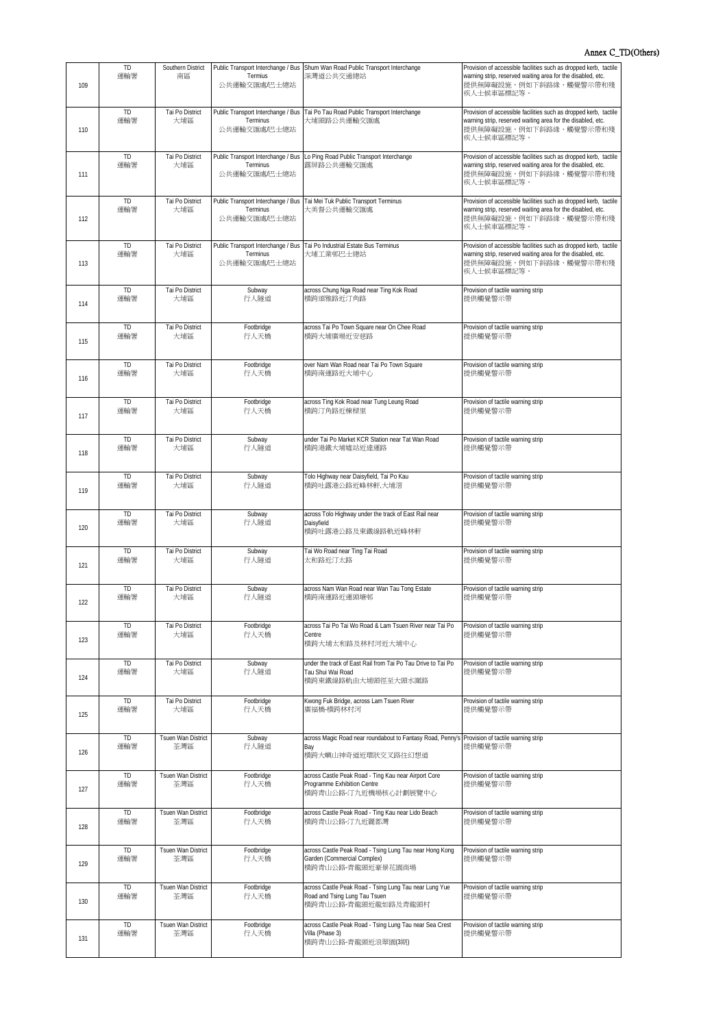Annex C_TD(Others)

| | | | | | |
|---|---|---|---|---|---|
| 109 | TD<br>運輸署 | Southern District<br>南區 | Public Transport Interchange / Bus Terminus<br>公共運輸交匯處/巴士總站 | Shum Wan Road Public Transport Interchange<br>深灣道公共交通總站 | Provision of accessible facilities such as dropped kerb, tactile warning strip, reserved waiting area for the disabled, etc.<br>提供無障礙設施，例如下斜路緣、觸覺警示帶和殘疾人士候車區標記等。 |
| 110 | TD<br>運輸署 | Tai Po District<br>大埔區 | Public Transport Interchange / Bus Terminus<br>公共運輸交匯處/巴士總站 | Tai Po Tau Road Public Transport Interchange<br>大埔頭路公共運輸交匯處 | Provision of accessible facilities such as dropped kerb, tactile warning strip, reserved waiting area for the disabled, etc.<br>提供無障礙設施，例如下斜路緣、觸覺警示帶和殘疾人士候車區標記等。 |
| 111 | TD<br>運輸署 | Tai Po District<br>大埔區 | Public Transport Interchange / Bus Terminus<br>公共運輸交匯處/巴士總站 | Lo Ping Road Public Transport Interchange<br>露屏路公共運輸交匯處 | Provision of accessible facilities such as dropped kerb, tactile warning strip, reserved waiting area for the disabled, etc.<br>提供無障礙設施，例如下斜路緣、觸覺警示帶和殘疾人士候車區標記等。 |
| 112 | TD<br>運輸署 | Tai Po District<br>大埔區 | Public Transport Interchange / Bus Terminus<br>公共運輸交匯處/巴士總站 | Tai Mei Tuk Public Transport Terminus<br>大美督公共運輸交匯處 | Provision of accessible facilities such as dropped kerb, tactile warning strip, reserved waiting area for the disabled, etc.<br>提供無障礙設施，例如下斜路緣、觸覺警示帶和殘疾人士候車區標記等。 |
| 113 | TD<br>運輸署 | Tai Po District<br>大埔區 | Public Transport Interchange / Bus Terminus<br>公共運輸交匯處/巴士總站 | Tai Po Industrial Estate Bus Terminus<br>大埔工業邨巴士總站 | Provision of accessible facilities such as dropped kerb, tactile warning strip, reserved waiting area for the disabled, etc.<br>提供無障礙設施，例如下斜路緣、觸覺警示帶和殘疾人士候車區標記等。 |
| 114 | TD<br>運輸署 | Tai Po District<br>大埔區 | Subway<br>行人隧道 | across Chung Nga Road near Ting Kok Road<br>橫跨頌雅路近汀角路 | Provision of tactile warning strip<br>提供觸覺警示帶 |
| 115 | TD<br>運輸署 | Tai Po District<br>大埔區 | Footbridge<br>行人天橋 | across Tai Po Town Square near On Chee Road<br>橫跨大埔廣場近安慈路 | Provision of tactile warning strip<br>提供觸覺警示帶 |
| 116 | TD<br>運輸署 | Tai Po District<br>大埔區 | Footbridge<br>行人天橋 | over Nam Wan Road near Tai Po Town Square<br>橫跨南運路近大埔中心 | Provision of tactile warning strip<br>提供觸覺警示帶 |
| 117 | TD<br>運輸署 | Tai Po District<br>大埔區 | Footbridge<br>行人天橋 | across Ting Kok Road near Tung Leung Road<br>橫跨汀角路近棟樑里 | Provision of tactile warning strip<br>提供觸覺警示帶 |
| 118 | TD<br>運輸署 | Tai Po District<br>大埔區 | Subway<br>行人隧道 | under Tai Po Market KCR Station near Tat Wan Road<br>橫跨港鐵大埔墟站近達運路 | Provision of tactile warning strip<br>提供觸覺警示帶 |
| 119 | TD<br>運輸署 | Tai Po District<br>大埔區 | Subway<br>行人隧道 | Tolo Highway near Daisyfield, Tai Po Kau<br>橫跨吐露港公路近峰林軒,大埔滘 | Provision of tactile warning strip<br>提供觸覺警示帶 |
| 120 | TD<br>運輸署 | Tai Po District<br>大埔區 | Subway<br>行人隧道 | across Tolo Highway under the track of East Rail near Daisyfield<br>橫跨吐露港公路及東鐵線路軌近峰林軒 | Provision of tactile warning strip<br>提供觸覺警示帶 |
| 121 | TD<br>運輸署 | Tai Po District<br>大埔區 | Subway<br>行人隧道 | Tai Wo Road near Ting Tai Road<br>太和路近汀太路 | Provision of tactile warning strip<br>提供觸覺警示帶 |
| 122 | TD<br>運輸署 | Tai Po District<br>大埔區 | Subway<br>行人隧道 | across Nam Wan Road near Wan Tau Tong Estate<br>橫跨南運路近運頭塘邨 | Provision of tactile warning strip<br>提供觸覺警示帶 |
| 123 | TD<br>運輸署 | Tai Po District<br>大埔區 | Footbridge<br>行人天橋 | across Tai Po Tai Wo Road & Lam Tsuen River near Tai Po Centre<br>橫跨大埔太和路及林村河近大埔中心 | Provision of tactile warning strip<br>提供觸覺警示帶 |
| 124 | TD<br>運輸署 | Tai Po District<br>大埔區 | Subway<br>行人隧道 | under the track of East Rail from Tai Po Tau Drive to Tai Po Tau Shui Wai Road<br>橫跨東鐵線路軌由大埔頭徑至大頭水圍路 | Provision of tactile warning strip<br>提供觸覺警示帶 |
| 125 | TD<br>運輸署 | Tai Po District<br>大埔區 | Footbridge<br>行人天橋 | Kwong Fuk Bridge, across Lam Tsuen River<br>廣福橋-橫跨林村河 | Provision of tactile warning strip<br>提供觸覺警示帶 |
| 126 | TD<br>運輸署 | Tsuen Wan District<br>荃灣區 | Subway<br>行人隧道 | across Magic Road near roundabout to Fantasy Road, Penny's Bay<br>橫跨大嶼山神奇道近環狀交叉路往幻想道 | Provision of tactile warning strip<br>提供觸覺警示帶 |
| 127 | TD<br>運輸署 | Tsuen Wan District<br>荃灣區 | Footbridge<br>行人天橋 | across Castle Peak Road - Ting Kau near Airport Core Programme Exhibition Centre<br>橫跨青山公路-汀九近機場核心計劃展覽中心 | Provision of tactile warning strip<br>提供觸覺警示帶 |
| 128 | TD<br>運輸署 | Tsuen Wan District<br>荃灣區 | Footbridge<br>行人天橋 | across Castle Peak Road - Ting Kau near Lido Beach<br>橫跨青山公路-汀九近麗都灣 | Provision of tactile warning strip<br>提供觸覺警示帶 |
| 129 | TD<br>運輸署 | Tsuen Wan District<br>荃灣區 | Footbridge<br>行人天橋 | across Castle Peak Road - Tsing Lung Tau near Hong Kong Garden (Commercial Complex)<br>橫跨青山公路-青龍頭近豪景花園商場 | Provision of tactile warning strip<br>提供觸覺警示帶 |
| 130 | TD<br>運輸署 | Tsuen Wan District<br>荃灣區 | Footbridge<br>行人天橋 | across Castle Peak Road - Tsing Lung Tau near Lung Yue Road and Tsing Lung Tau Tsuen<br>橫跨青山公路-青龍頭近龍如路及青龍頭村 | Provision of tactile warning strip<br>提供觸覺警示帶 |
| 131 | TD<br>運輸署 | Tsuen Wan District<br>荃灣區 | Footbridge<br>行人天橋 | across Castle Peak Road - Tsing Lung Tau near Sea Crest Villa (Phase 3)<br>橫跨青山公路-青龍頭近浪翠園(3期) | Provision of tactile warning strip<br>提供觸覺警示帶 |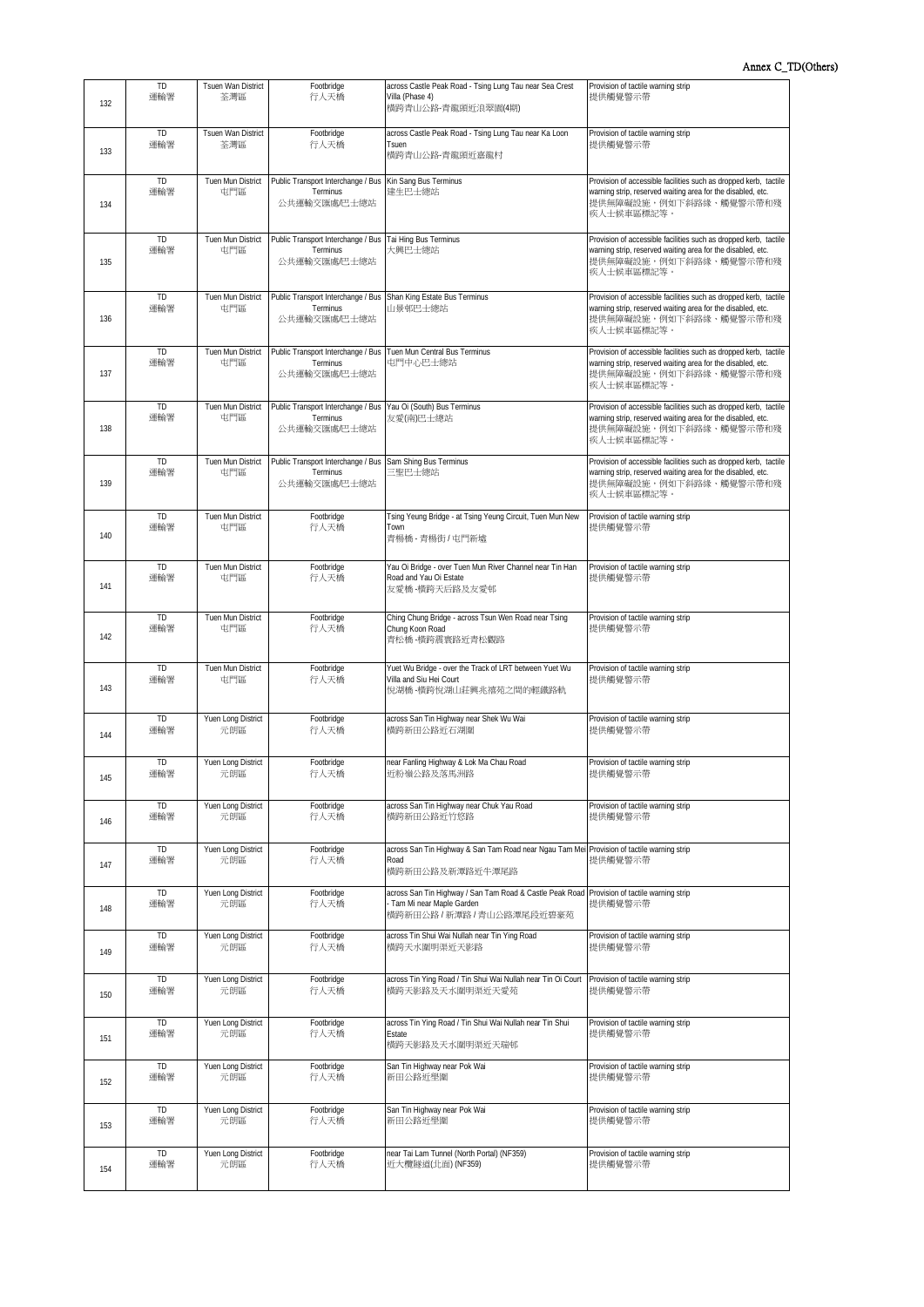Annex C_TD(Others)

| | | | | | |
|---|---|---|---|---|---|
| 132 | TD<br>運輸署 | Tsuen Wan District<br>荃灣區 | Footbridge<br>行人天橋 | across Castle Peak Road - Tsing Lung Tau near Sea Crest Villa (Phase 4)<br>橫跨青山公路-青龍頭近浪翠園(4期) | Provision of tactile warning strip<br>提供觸覺警示帶 |
| 133 | TD<br>運輸署 | Tsuen Wan District<br>荃灣區 | Footbridge<br>行人天橋 | across Castle Peak Road - Tsing Lung Tau near Ka Loon Tsuen<br>橫跨青山公路-青龍頭近嘉龍村 | Provision of tactile warning strip<br>提供觸覺警示帶 |
| 134 | TD<br>運輸署 | Tuen Mun District<br>屯門區 | Public Transport Interchange / Bus Terminus<br>公共運輸交匯處/巴士總站 | Kin Sang Bus Terminus<br>建生巴士總站 | Provision of accessible facilities such as dropped kerb, tactile warning strip, reserved waiting area for the disabled, etc.<br>提供無障礙設施，例如下斜路緣、觸覺警示帶和殘疾人士候車區標記等。 |
| 135 | TD<br>運輸署 | Tuen Mun District<br>屯門區 | Public Transport Interchange / Bus Terminus<br>公共運輸交匯處/巴士總站 | Tai Hing Bus Terminus<br>大興巴士總站 | Provision of accessible facilities such as dropped kerb, tactile warning strip, reserved waiting area for the disabled, etc.<br>提供無障礙設施，例如下斜路緣、觸覺警示帶和殘疾人士候車區標記等。 |
| 136 | TD<br>運輸署 | Tuen Mun District<br>屯門區 | Public Transport Interchange / Bus Terminus<br>公共運輸交匯處/巴士總站 | Shan King Estate Bus Terminus<br>山景邨巴士總站 | Provision of accessible facilities such as dropped kerb, tactile warning strip, reserved waiting area for the disabled, etc.<br>提供無障礙設施，例如下斜路緣、觸覺警示帶和殘疾人士候車區標記等。 |
| 137 | TD<br>運輸署 | Tuen Mun District<br>屯門區 | Public Transport Interchange / Bus Terminus<br>公共運輸交匯處/巴士總站 | Tuen Mun Central Bus Terminus<br>屯門中心巴士總站 | Provision of accessible facilities such as dropped kerb, tactile warning strip, reserved waiting area for the disabled, etc.<br>提供無障礙設施，例如下斜路緣、觸覺警示帶和殘疾人士候車區標記等。 |
| 138 | TD<br>運輸署 | Tuen Mun District<br>屯門區 | Public Transport Interchange / Bus Terminus<br>公共運輸交匯處/巴士總站 | Yau Oi (South) Bus Terminus<br>友愛(南)巴士總站 | Provision of accessible facilities such as dropped kerb, tactile warning strip, reserved waiting area for the disabled, etc.<br>提供無障礙設施，例如下斜路緣、觸覺警示帶和殘疾人士候車區標記等。 |
| 139 | TD<br>運輸署 | Tuen Mun District<br>屯門區 | Public Transport Interchange / Bus Terminus<br>公共運輸交匯處/巴士總站 | Sam Shing Bus Terminus<br>三聖巴士總站 | Provision of accessible facilities such as dropped kerb, tactile warning strip, reserved waiting area for the disabled, etc.<br>提供無障礙設施，例如下斜路緣、觸覺警示帶和殘疾人士候車區標記等。 |
| 140 | TD<br>運輸署 | Tuen Mun District<br>屯門區 | Footbridge<br>行人天橋 | Tsing Yeung Bridge - at Tsing Yeung Circuit, Tuen Mun New Town<br>青楊橋 - 青楊街 / 屯門新墟 | Provision of tactile warning strip<br>提供觸覺警示帶 |
| 141 | TD<br>運輸署 | Tuen Mun District<br>屯門區 | Footbridge<br>行人天橋 | Yau Oi Bridge - over Tuen Mun River Channel near Tin Han Road and Yau Oi Estate<br>友愛橋 -橫跨天后路及友愛邨 | Provision of tactile warning strip<br>提供觸覺警示帶 |
| 142 | TD<br>運輸署 | Tuen Mun District<br>屯門區 | Footbridge<br>行人天橋 | Ching Chung Bridge - across Tsun Wen Road near Tsing Chung Koon Road<br>青松橋 -橫跨震寰路近青松觀路 | Provision of tactile warning strip<br>提供觸覺警示帶 |
| 143 | TD<br>運輸署 | Tuen Mun District<br>屯門區 | Footbridge<br>行人天橋 | Yuet Wu Bridge - over the Track of LRT between Yuet Wu Villa and Siu Hei Court<br>悅湖橋 -橫跨悅湖山莊興兆禧苑之間的輕鐵路軌 | Provision of tactile warning strip<br>提供觸覺警示帶 |
| 144 | TD<br>運輸署 | Yuen Long District<br>元朗區 | Footbridge<br>行人天橋 | across San Tin Highway near Shek Wu Wai<br>橫跨新田公路近石湖圍 | Provision of tactile warning strip<br>提供觸覺警示帶 |
| 145 | TD<br>運輸署 | Yuen Long District<br>元朗區 | Footbridge<br>行人天橋 | near Fanling Highway & Lok Ma Chau Road<br>近粉嶺公路及落馬洲路 | Provision of tactile warning strip<br>提供觸覺警示帶 |
| 146 | TD<br>運輸署 | Yuen Long District<br>元朗區 | Footbridge<br>行人天橋 | across San Tin Highway near Chuk Yau Road<br>橫跨新田公路近竹悠路 | Provision of tactile warning strip<br>提供觸覺警示帶 |
| 147 | TD<br>運輸署 | Yuen Long District<br>元朗區 | Footbridge<br>行人天橋 | across San Tin Highway & San Tam Road near Ngau Tam Mei Road<br>橫跨新田公路及新潭路近牛潭尾路 | Provision of tactile warning strip<br>提供觸覺警示帶 |
| 148 | TD<br>運輸署 | Yuen Long District<br>元朗區 | Footbridge<br>行人天橋 | across San Tin Highway / San Tam Road & Castle Peak Road - Tam Mi near Maple Garden<br>橫跨新田公路 / 新潭路 / 青山公路潭尾段近碧豪苑 | Provision of tactile warning strip<br>提供觸覺警示帶 |
| 149 | TD<br>運輸署 | Yuen Long District<br>元朗區 | Footbridge<br>行人天橋 | across Tin Shui Wai Nullah near Tin Ying Road<br>橫跨天水圍明渠近天影路 | Provision of tactile warning strip<br>提供觸覺警示帶 |
| 150 | TD<br>運輸署 | Yuen Long District<br>元朗區 | Footbridge<br>行人天橋 | across Tin Ying Road / Tin Shui Wai Nullah near Tin Oi Court<br>橫跨天影路及天水圍明渠近天愛苑 | Provision of tactile warning strip<br>提供觸覺警示帶 |
| 151 | TD<br>運輸署 | Yuen Long District<br>元朗區 | Footbridge<br>行人天橋 | across Tin Ying Road / Tin Shui Wai Nullah near Tin Shui Estate<br>橫跨天影路及天水圍明渠近天瑞邨 | Provision of tactile warning strip<br>提供觸覺警示帶 |
| 152 | TD<br>運輸署 | Yuen Long District<br>元朗區 | Footbridge<br>行人天橋 | San Tin Highway near Pok Wai<br>新田公路近壆圍 | Provision of tactile warning strip<br>提供觸覺警示帶 |
| 153 | TD<br>運輸署 | Yuen Long District<br>元朗區 | Footbridge<br>行人天橋 | San Tin Highway near Pok Wai<br>新田公路近壆圍 | Provision of tactile warning strip<br>提供觸覺警示帶 |
| 154 | TD<br>運輸署 | Yuen Long District<br>元朗區 | Footbridge<br>行人天橋 | near Tai Lam Tunnel (North Portal) (NF359)<br>近大欖隧道(北面) (NF359) | Provision of tactile warning strip<br>提供觸覺警示帶 |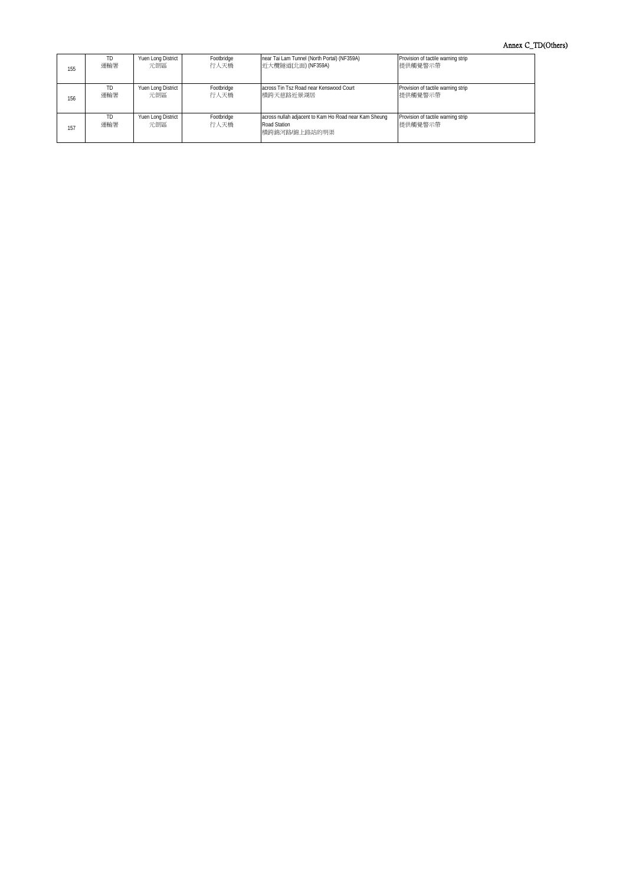Annex C_TD(Others)

| | | | | | |
|---|---|---|---|---|---|
| 155 | TD 運輸署 | Yuen Long District 元朗區 | Footbridge 行人天橋 | near Tai Lam Tunnel (North Portal) (NF359A) 近大欖隧道(北面) (NF359A) | Provision of tactile warning strip 提供觸覺警示帶 |
| 156 | TD 運輸署 | Yuen Long District 元朗區 | Footbridge 行人天橋 | across Tin Tsz Road near Kenswood Court 橫跨天慈路近景湖居 | Provision of tactile warning strip 提供觸覺警示帶 |
| 157 | TD 運輸署 | Yuen Long District 元朗區 | Footbridge 行人天橋 | across nullah adjacent to Kam Ho Road near Kam Sheung Road Station 橫跨錦河路/錦上路站的明渠 | Provision of tactile warning strip 提供觸覺警示帶 |